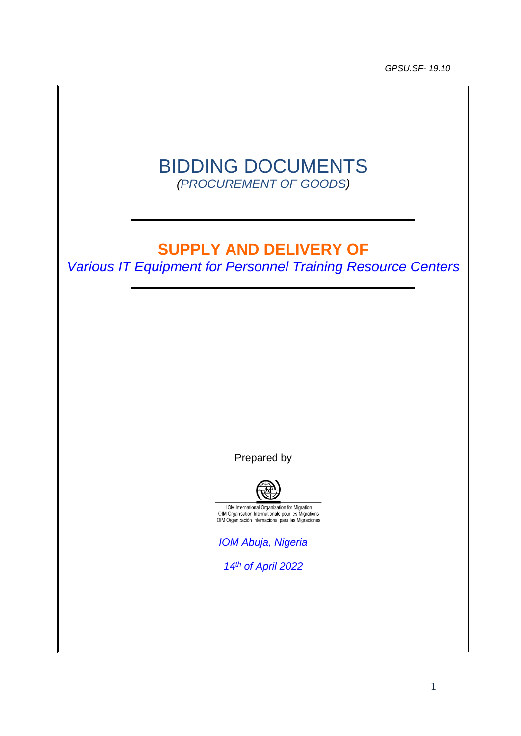*GPSU.SF- 19.10*

# BIDDING DOCUMENTS

*(PROCUREMENT OF GOODS)*

---

## SUPPLY AND DELIVERY OF

*Various IT Equipment for Personnel Training Resource Centers*

---

Prepared by

IOM International Organization for Migration
OIM Organisation Internationale pour les Migrations
OIM Organización Internacional para las Migraciones

*IOM Abuja, Nigeria*

*14th of April 2022*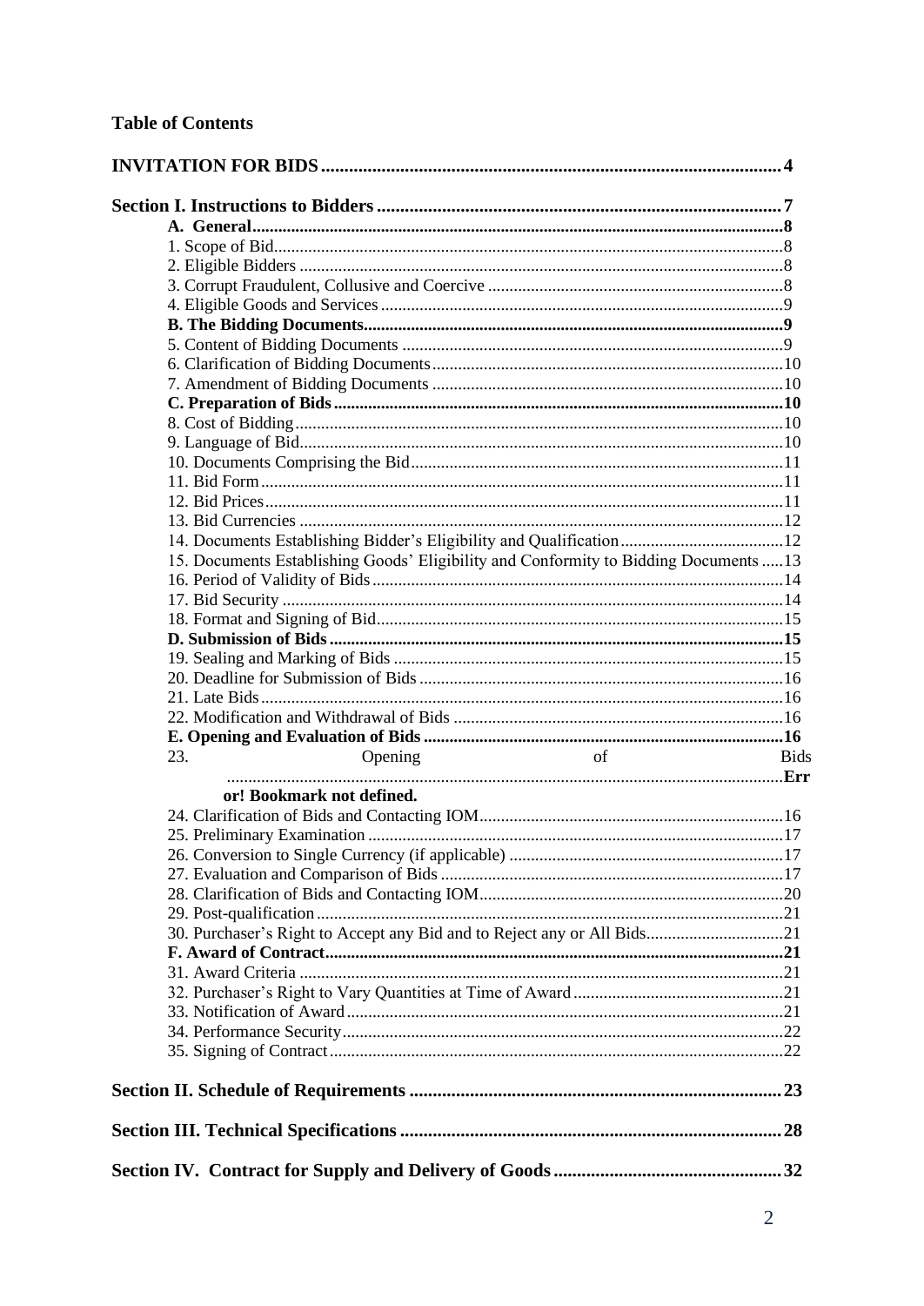**Table of Contents**

**INVITATION FOR BIDS** .......... **4**

**Section I. Instructions to Bidders** .......... **7**

- **A. General** .......... **8**
  - 1. Scope of Bid .......... 8
  - 2. Eligible Bidders .......... 8
  - 3. Corrupt Fraudulent, Collusive and Coercive .......... 8
  - 4. Eligible Goods and Services .......... 9
- **B. The Bidding Documents** .......... **9**
  - 5. Content of Bidding Documents .......... 9
  - 6. Clarification of Bidding Documents .......... 10
  - 7. Amendment of Bidding Documents .......... 10
- **C. Preparation of Bids** .......... **10**
  - 8. Cost of Bidding .......... 10
  - 9. Language of Bid .......... 10
  - 10. Documents Comprising the Bid .......... 11
  - 11. Bid Form .......... 11
  - 12. Bid Prices .......... 11
  - 13. Bid Currencies .......... 12
  - 14. Documents Establishing Bidder's Eligibility and Qualification .......... 12
  - 15. Documents Establishing Goods' Eligibility and Conformity to Bidding Documents .......... 13
  - 16. Period of Validity of Bids .......... 14
  - 17. Bid Security .......... 14
  - 18. Format and Signing of Bid .......... 15
- **D. Submission of Bids** .......... **15**
  - 19. Sealing and Marking of Bids .......... 15
  - 20. Deadline for Submission of Bids .......... 16
  - 21. Late Bids .......... 16
  - 22. Modification and Withdrawal of Bids .......... 16
- **E. Opening and Evaluation of Bids** .......... **16**
  - 23. Opening of Bids .......... **Error! Bookmark not defined.**
  - 24. Clarification of Bids and Contacting IOM .......... 16
  - 25. Preliminary Examination .......... 17
  - 26. Conversion to Single Currency (if applicable) .......... 17
  - 27. Evaluation and Comparison of Bids .......... 17
  - 28. Clarification of Bids and Contacting IOM .......... 20
  - 29. Post-qualification .......... 21
  - 30. Purchaser's Right to Accept any Bid and to Reject any or All Bids .......... 21
- **F. Award of Contract** .......... **21**
  - 31. Award Criteria .......... 21
  - 32. Purchaser's Right to Vary Quantities at Time of Award .......... 21
  - 33. Notification of Award .......... 21
  - 34. Performance Security .......... 22
  - 35. Signing of Contract .......... 22

**Section II. Schedule of Requirements** .......... **23**

**Section III. Technical Specifications** .......... **28**

**Section IV. Contract for Supply and Delivery of Goods** .......... **32**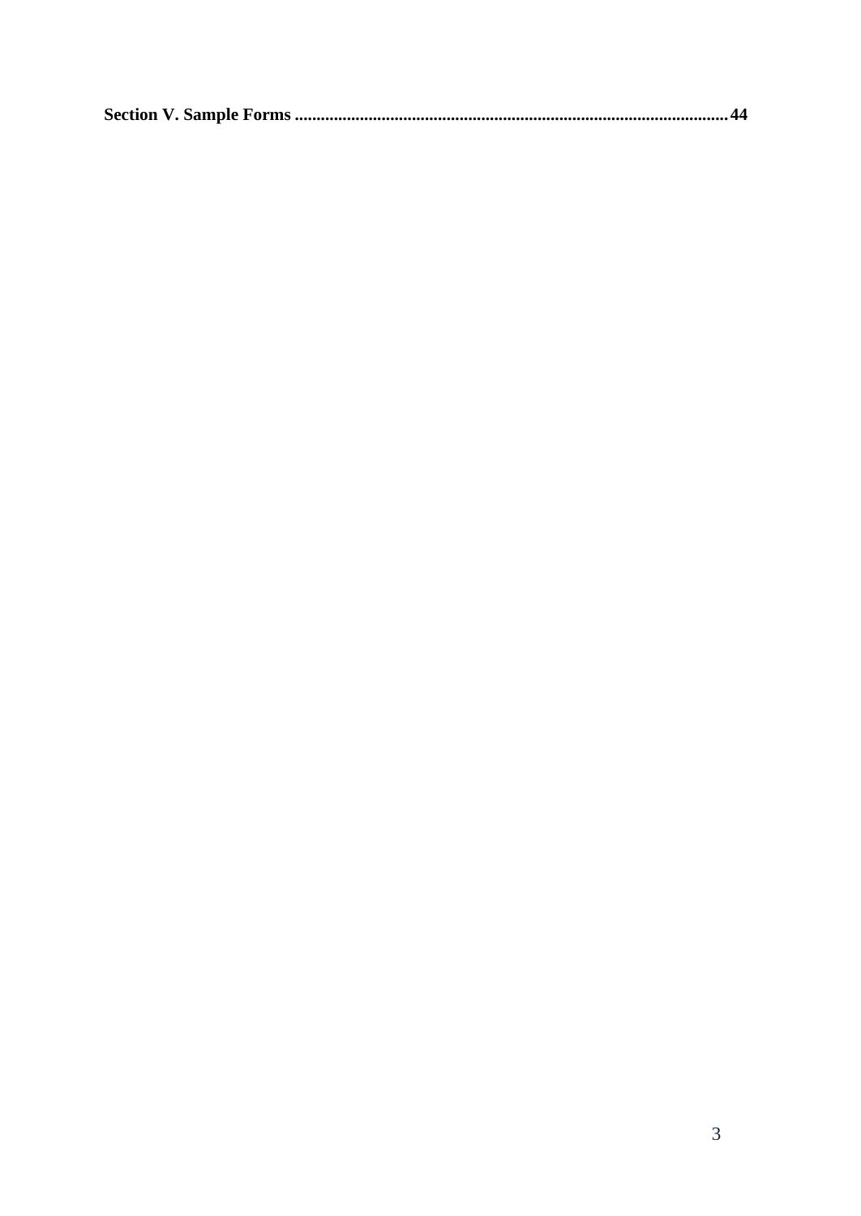**Section V. Sample Forms .................................................................................................... 44**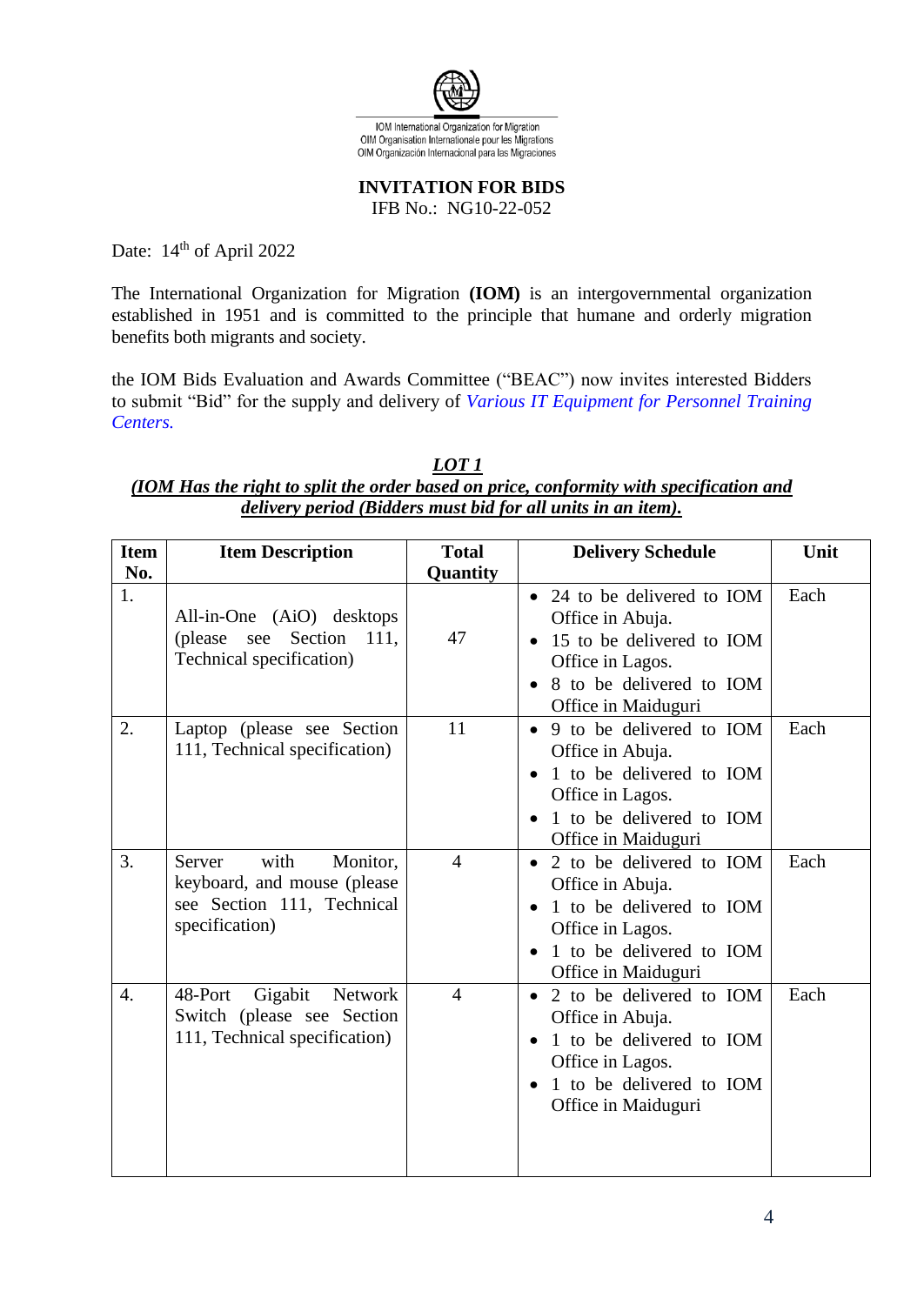IOM International Organization for Migration
OIM Organisation Internationale pour les Migrations
OIM Organización Internacional para las Migraciones

**INVITATION FOR BIDS**
IFB No.: NG10-22-052

Date: 14th of April 2022

The International Organization for Migration **(IOM)** is an intergovernmental organization established in 1951 and is committed to the principle that humane and orderly migration benefits both migrants and society.

the IOM Bids Evaluation and Awards Committee ("BEAC") now invites interested Bidders to submit "Bid" for the supply and delivery of *Various IT Equipment for Personnel Training Centers.*

***LOT 1***
***(IOM Has the right to split the order based on price, conformity with specification and delivery period (Bidders must bid for all units in an item).***

| Item No. | Item Description | Total Quantity | Delivery Schedule | Unit |
|---|---|---|---|---|
| 1. | All-in-One (AiO) desktops (please see Section 111, Technical specification) | 47 | • 24 to be delivered to IOM Office in Abuja.<br>• 15 to be delivered to IOM Office in Lagos.<br>• 8 to be delivered to IOM Office in Maiduguri | Each |
| 2. | Laptop (please see Section 111, Technical specification) | 11 | • 9 to be delivered to IOM Office in Abuja.<br>• 1 to be delivered to IOM Office in Lagos.<br>• 1 to be delivered to IOM Office in Maiduguri | Each |
| 3. | Server with Monitor, keyboard, and mouse (please see Section 111, Technical specification) | 4 | • 2 to be delivered to IOM Office in Abuja.<br>• 1 to be delivered to IOM Office in Lagos.<br>• 1 to be delivered to IOM Office in Maiduguri | Each |
| 4. | 48-Port Gigabit Network Switch (please see Section 111, Technical specification) | 4 | • 2 to be delivered to IOM Office in Abuja.<br>• 1 to be delivered to IOM Office in Lagos.<br>• 1 to be delivered to IOM Office in Maiduguri | Each |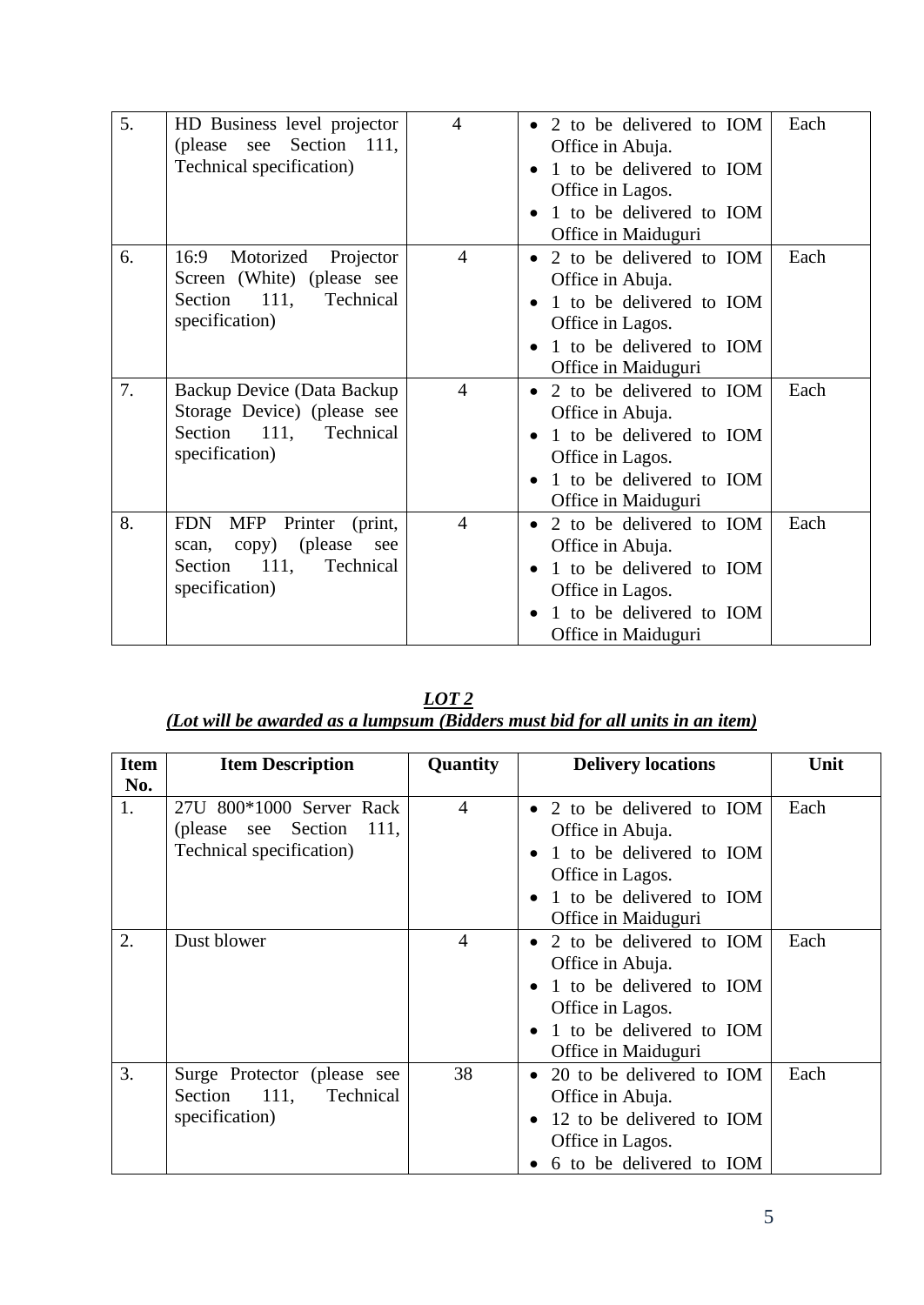| | | | | |
|---|---|---|---|---|
| 5. | HD Business level projector (please see Section 111, Technical specification) | 4 | • 2 to be delivered to IOM Office in Abuja.<br>• 1 to be delivered to IOM Office in Lagos.<br>• 1 to be delivered to IOM Office in Maiduguri | Each |
| 6. | 16:9 Motorized Projector Screen (White) (please see Section 111, Technical specification) | 4 | • 2 to be delivered to IOM Office in Abuja.<br>• 1 to be delivered to IOM Office in Lagos.<br>• 1 to be delivered to IOM Office in Maiduguri | Each |
| 7. | Backup Device (Data Backup Storage Device) (please see Section 111, Technical specification) | 4 | • 2 to be delivered to IOM Office in Abuja.<br>• 1 to be delivered to IOM Office in Lagos.<br>• 1 to be delivered to IOM Office in Maiduguri | Each |
| 8. | FDN MFP Printer (print, scan, copy) (please see Section 111, Technical specification) | 4 | • 2 to be delivered to IOM Office in Abuja.<br>• 1 to be delivered to IOM Office in Lagos.<br>• 1 to be delivered to IOM Office in Maiduguri | Each |

***LOT 2***
***(Lot will be awarded as a lumpsum (Bidders must bid for all units in an item)***

| Item No. | Item Description | Quantity | Delivery locations | Unit |
|---|---|---|---|---|
| 1. | 27U 800*1000 Server Rack (please see Section 111, Technical specification) | 4 | • 2 to be delivered to IOM Office in Abuja.<br>• 1 to be delivered to IOM Office in Lagos.<br>• 1 to be delivered to IOM Office in Maiduguri | Each |
| 2. | Dust blower | 4 | • 2 to be delivered to IOM Office in Abuja.<br>• 1 to be delivered to IOM Office in Lagos.<br>• 1 to be delivered to IOM Office in Maiduguri | Each |
| 3. | Surge Protector (please see Section 111, Technical specification) | 38 | • 20 to be delivered to IOM Office in Abuja.<br>• 12 to be delivered to IOM Office in Lagos.<br>• 6 to be delivered to IOM | Each |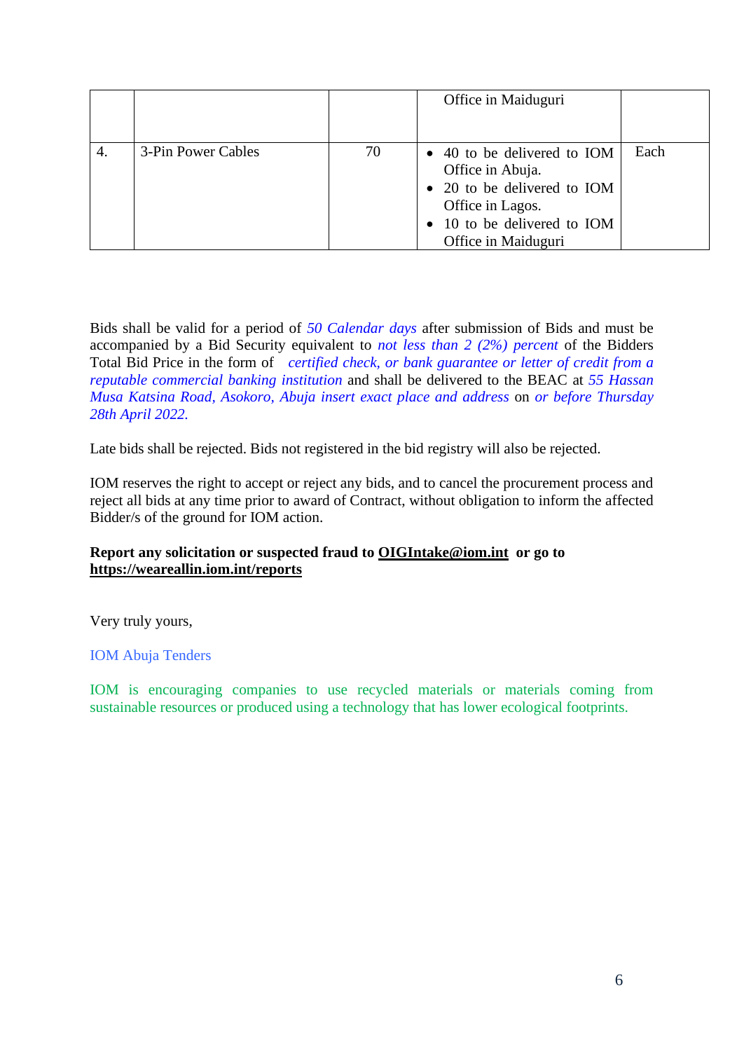|  |  |  | Office in Maiduguri |  |
|---|---|---|---|---|
| 4. | 3-Pin Power Cables | 70 | • 40 to be delivered to IOM Office in Abuja.<br>• 20 to be delivered to IOM Office in Lagos.<br>• 10 to be delivered to IOM Office in Maiduguri | Each |

Bids shall be valid for a period of *50 Calendar days* after submission of Bids and must be accompanied by a Bid Security equivalent to *not less than 2 (2%) percent* of the Bidders Total Bid Price in the form of *certified check, or bank guarantee or letter of credit from a reputable commercial banking institution* and shall be delivered to the BEAC at *55 Hassan Musa Katsina Road, Asokoro, Abuja insert exact place and address* on *or before Thursday 28th April 2022.*

Late bids shall be rejected. Bids not registered in the bid registry will also be rejected.

IOM reserves the right to accept or reject any bids, and to cancel the procurement process and reject all bids at any time prior to award of Contract, without obligation to inform the affected Bidder/s of the ground for IOM action.

**Report any solicitation or suspected fraud to OIGIntake@iom.int or go to https://weareallin.iom.int/reports**

Very truly yours,

IOM Abuja Tenders

IOM is encouraging companies to use recycled materials or materials coming from sustainable resources or produced using a technology that has lower ecological footprints.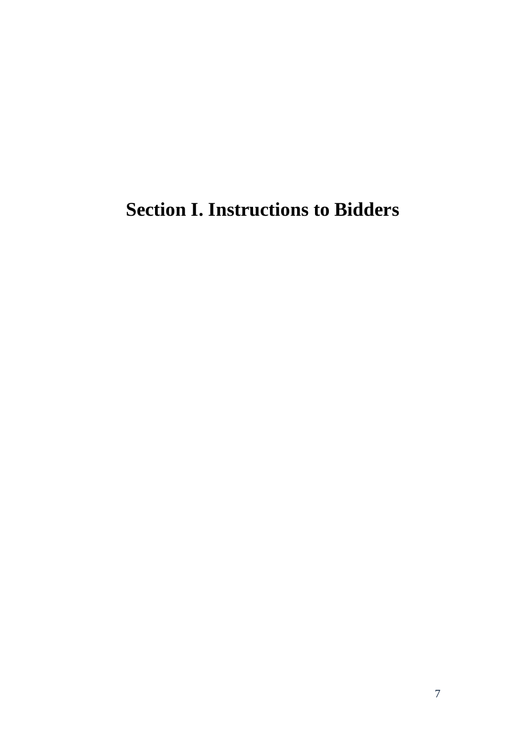# Section I. Instructions to Bidders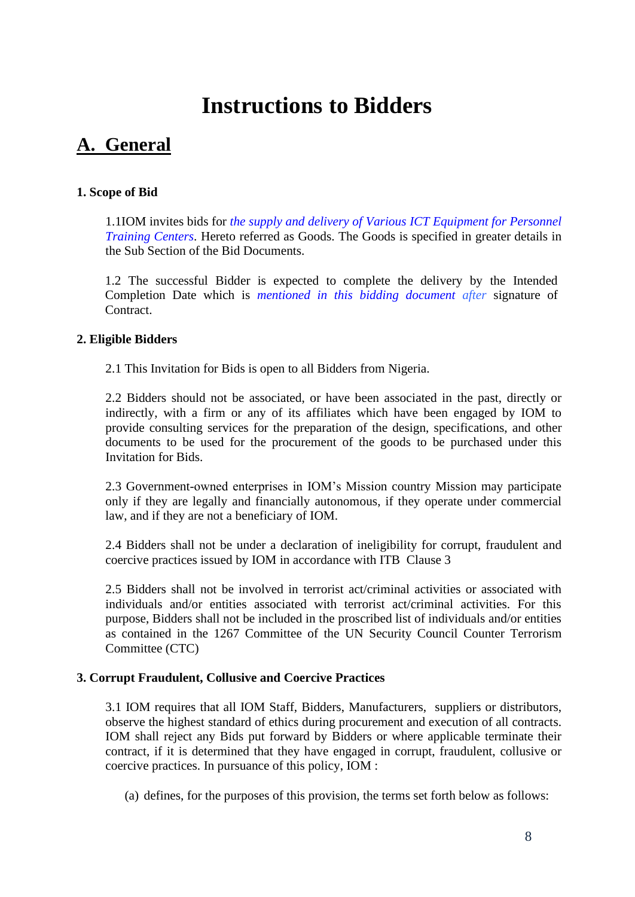# Instructions to Bidders

## A. General

### 1. Scope of Bid

1.1IOM invites bids for *the supply and delivery of Various ICT Equipment for Personnel Training Centers*. Hereto referred as Goods. The Goods is specified in greater details in the Sub Section of the Bid Documents.

1.2 The successful Bidder is expected to complete the delivery by the Intended Completion Date which is *mentioned in this bidding document after* signature of Contract.

### 2. Eligible Bidders

2.1 This Invitation for Bids is open to all Bidders from Nigeria.

2.2 Bidders should not be associated, or have been associated in the past, directly or indirectly, with a firm or any of its affiliates which have been engaged by IOM to provide consulting services for the preparation of the design, specifications, and other documents to be used for the procurement of the goods to be purchased under this Invitation for Bids.

2.3 Government-owned enterprises in IOM's Mission country Mission may participate only if they are legally and financially autonomous, if they operate under commercial law, and if they are not a beneficiary of IOM.

2.4 Bidders shall not be under a declaration of ineligibility for corrupt, fraudulent and coercive practices issued by IOM in accordance with ITB Clause 3

2.5 Bidders shall not be involved in terrorist act/criminal activities or associated with individuals and/or entities associated with terrorist act/criminal activities. For this purpose, Bidders shall not be included in the proscribed list of individuals and/or entities as contained in the 1267 Committee of the UN Security Council Counter Terrorism Committee (CTC)

### 3. Corrupt Fraudulent, Collusive and Coercive Practices

3.1 IOM requires that all IOM Staff, Bidders, Manufacturers, suppliers or distributors, observe the highest standard of ethics during procurement and execution of all contracts. IOM shall reject any Bids put forward by Bidders or where applicable terminate their contract, if it is determined that they have engaged in corrupt, fraudulent, collusive or coercive practices. In pursuance of this policy, IOM :

(a) defines, for the purposes of this provision, the terms set forth below as follows: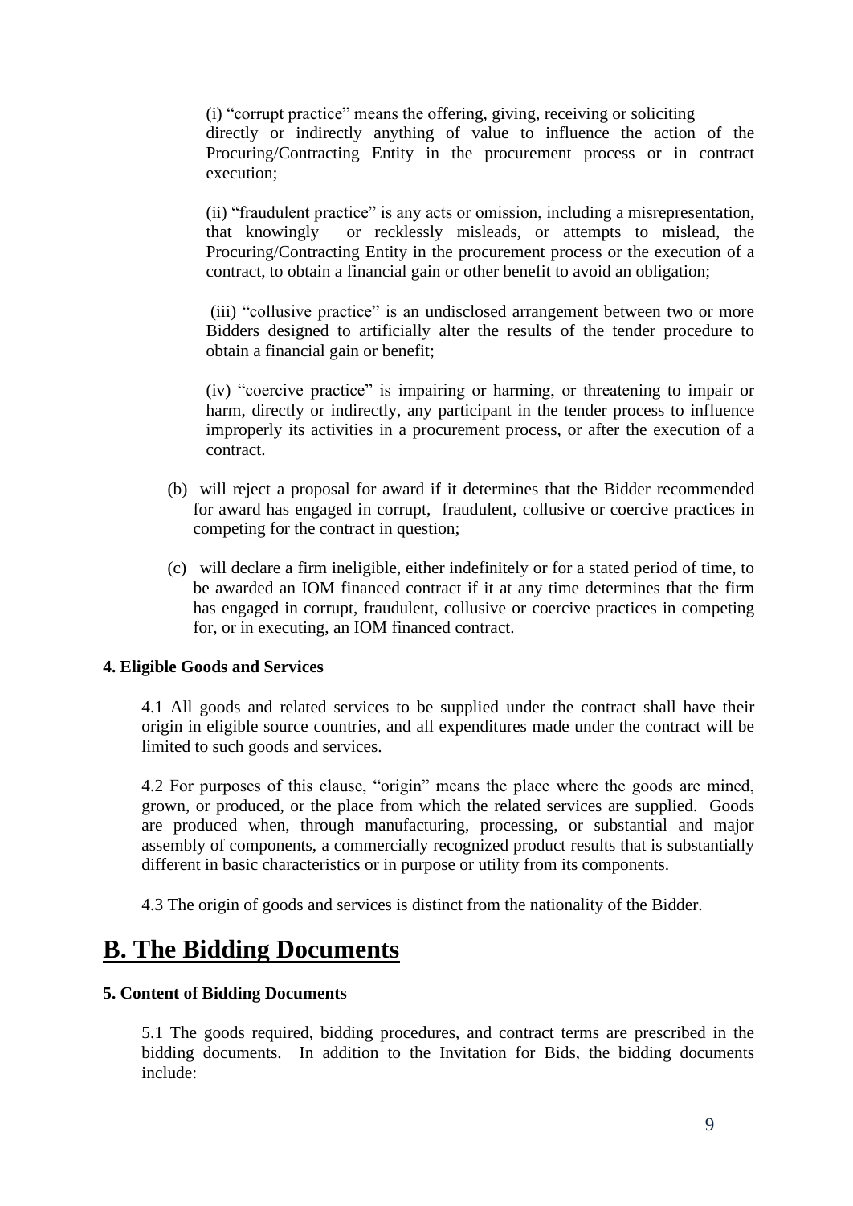(i) "corrupt practice" means the offering, giving, receiving or soliciting directly or indirectly anything of value to influence the action of the Procuring/Contracting Entity in the procurement process or in contract execution;

(ii) "fraudulent practice" is any acts or omission, including a misrepresentation, that knowingly or recklessly misleads, or attempts to mislead, the Procuring/Contracting Entity in the procurement process or the execution of a contract, to obtain a financial gain or other benefit to avoid an obligation;

(iii) "collusive practice" is an undisclosed arrangement between two or more Bidders designed to artificially alter the results of the tender procedure to obtain a financial gain or benefit;

(iv) "coercive practice" is impairing or harming, or threatening to impair or harm, directly or indirectly, any participant in the tender process to influence improperly its activities in a procurement process, or after the execution of a contract.

(b) will reject a proposal for award if it determines that the Bidder recommended for award has engaged in corrupt, fraudulent, collusive or coercive practices in competing for the contract in question;

(c) will declare a firm ineligible, either indefinitely or for a stated period of time, to be awarded an IOM financed contract if it at any time determines that the firm has engaged in corrupt, fraudulent, collusive or coercive practices in competing for, or in executing, an IOM financed contract.

**4. Eligible Goods and Services**

4.1 All goods and related services to be supplied under the contract shall have their origin in eligible source countries, and all expenditures made under the contract will be limited to such goods and services.

4.2 For purposes of this clause, "origin" means the place where the goods are mined, grown, or produced, or the place from which the related services are supplied. Goods are produced when, through manufacturing, processing, or substantial and major assembly of components, a commercially recognized product results that is substantially different in basic characteristics or in purpose or utility from its components.

4.3 The origin of goods and services is distinct from the nationality of the Bidder.

# B. The Bidding Documents

**5. Content of Bidding Documents**

5.1 The goods required, bidding procedures, and contract terms are prescribed in the bidding documents. In addition to the Invitation for Bids, the bidding documents include: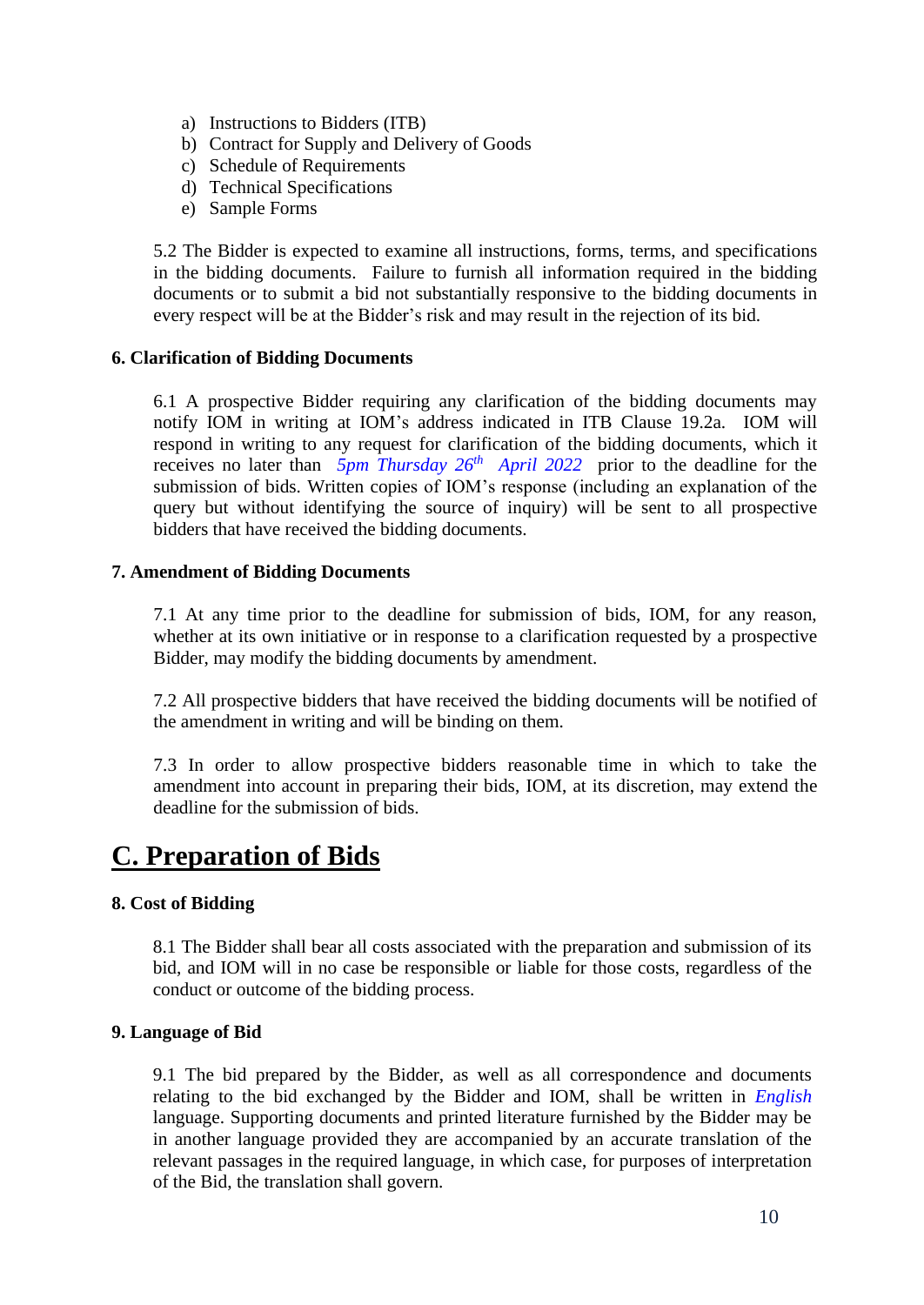a) Instructions to Bidders (ITB)
b) Contract for Supply and Delivery of Goods
c) Schedule of Requirements
d) Technical Specifications
e) Sample Forms

5.2 The Bidder is expected to examine all instructions, forms, terms, and specifications in the bidding documents. Failure to furnish all information required in the bidding documents or to submit a bid not substantially responsive to the bidding documents in every respect will be at the Bidder's risk and may result in the rejection of its bid.

**6. Clarification of Bidding Documents**

6.1 A prospective Bidder requiring any clarification of the bidding documents may notify IOM in writing at IOM's address indicated in ITB Clause 19.2a. IOM will respond in writing to any request for clarification of the bidding documents, which it receives no later than *5pm Thursday 26th April 2022* prior to the deadline for the submission of bids. Written copies of IOM's response (including an explanation of the query but without identifying the source of inquiry) will be sent to all prospective bidders that have received the bidding documents.

**7. Amendment of Bidding Documents**

7.1 At any time prior to the deadline for submission of bids, IOM, for any reason, whether at its own initiative or in response to a clarification requested by a prospective Bidder, may modify the bidding documents by amendment.

7.2 All prospective bidders that have received the bidding documents will be notified of the amendment in writing and will be binding on them.

7.3 In order to allow prospective bidders reasonable time in which to take the amendment into account in preparing their bids, IOM, at its discretion, may extend the deadline for the submission of bids.

# C. Preparation of Bids

**8. Cost of Bidding**

8.1 The Bidder shall bear all costs associated with the preparation and submission of its bid, and IOM will in no case be responsible or liable for those costs, regardless of the conduct or outcome of the bidding process.

**9. Language of Bid**

9.1 The bid prepared by the Bidder, as well as all correspondence and documents relating to the bid exchanged by the Bidder and IOM, shall be written in *English* language. Supporting documents and printed literature furnished by the Bidder may be in another language provided they are accompanied by an accurate translation of the relevant passages in the required language, in which case, for purposes of interpretation of the Bid, the translation shall govern.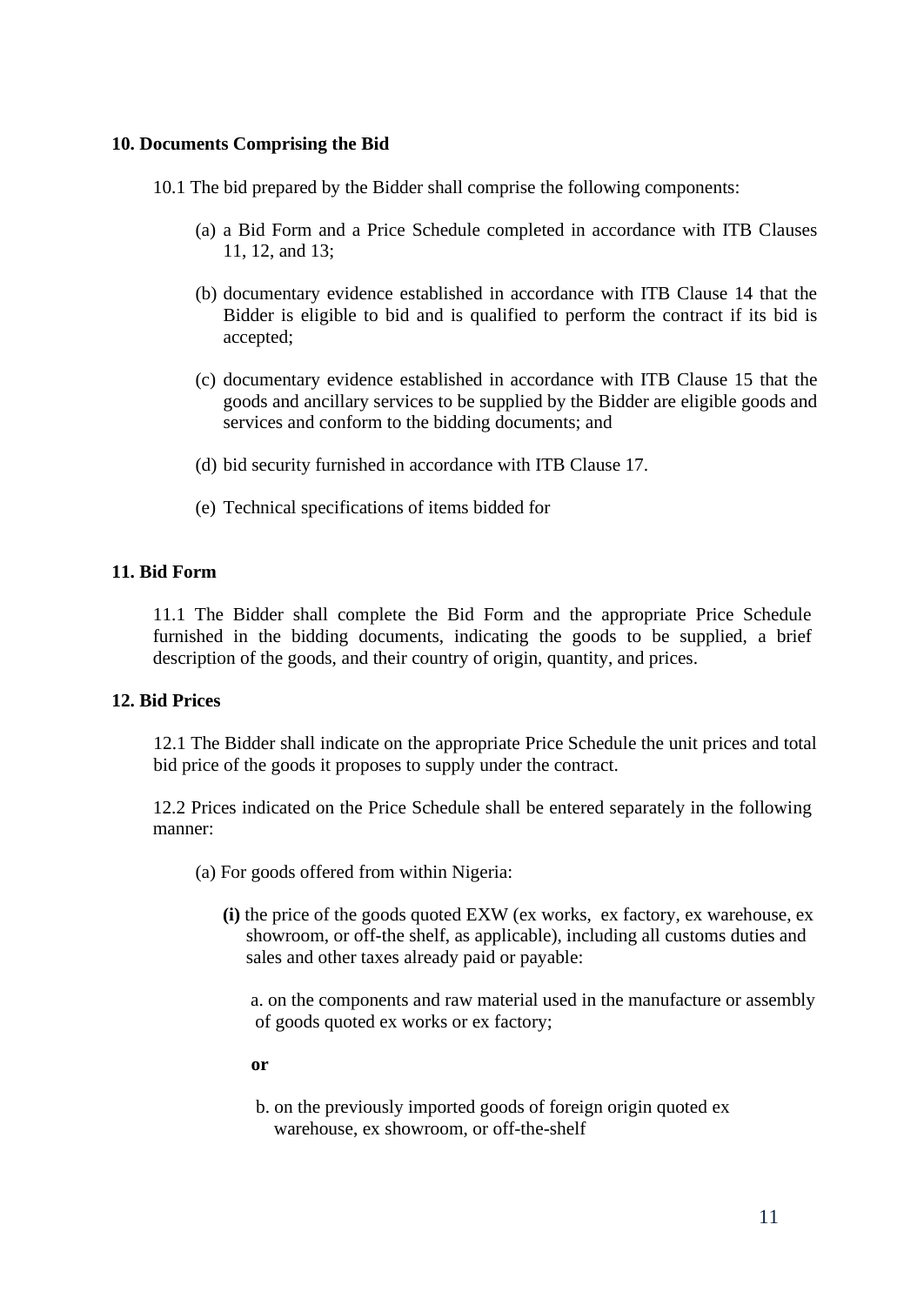**10. Documents Comprising the Bid**

10.1 The bid prepared by the Bidder shall comprise the following components:

(a) a Bid Form and a Price Schedule completed in accordance with ITB Clauses 11, 12, and 13;

(b) documentary evidence established in accordance with ITB Clause 14 that the Bidder is eligible to bid and is qualified to perform the contract if its bid is accepted;

(c) documentary evidence established in accordance with ITB Clause 15 that the goods and ancillary services to be supplied by the Bidder are eligible goods and services and conform to the bidding documents; and

(d) bid security furnished in accordance with ITB Clause 17.

(e) Technical specifications of items bidded for

**11. Bid Form**

11.1 The Bidder shall complete the Bid Form and the appropriate Price Schedule furnished in the bidding documents, indicating the goods to be supplied, a brief description of the goods, and their country of origin, quantity, and prices.

**12. Bid Prices**

12.1 The Bidder shall indicate on the appropriate Price Schedule the unit prices and total bid price of the goods it proposes to supply under the contract.

12.2 Prices indicated on the Price Schedule shall be entered separately in the following manner:

(a) For goods offered from within Nigeria:

**(i)** the price of the goods quoted EXW (ex works, ex factory, ex warehouse, ex showroom, or off-the shelf, as applicable), including all customs duties and sales and other taxes already paid or payable:

a. on the components and raw material used in the manufacture or assembly of goods quoted ex works or ex factory;

**or**

b. on the previously imported goods of foreign origin quoted ex warehouse, ex showroom, or off-the-shelf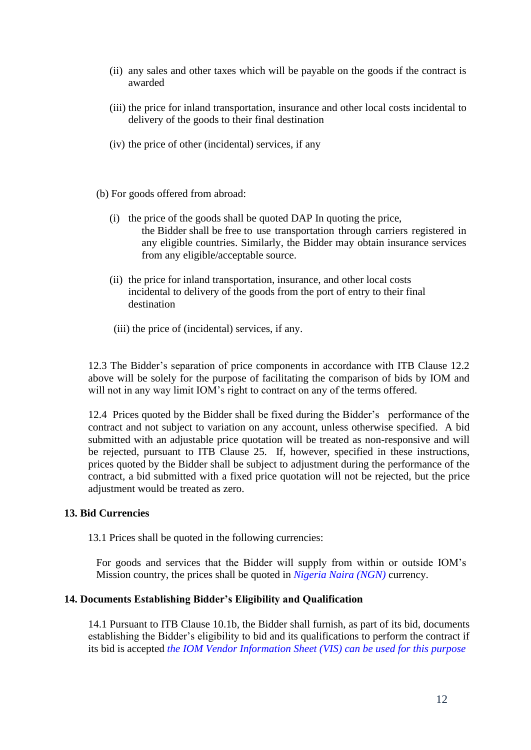(ii) any sales and other taxes which will be payable on the goods if the contract is awarded

(iii) the price for inland transportation, insurance and other local costs incidental to delivery of the goods to their final destination

(iv) the price of other (incidental) services, if any

(b) For goods offered from abroad:

(i) the price of the goods shall be quoted DAP In quoting the price, the Bidder shall be free to use transportation through carriers registered in any eligible countries. Similarly, the Bidder may obtain insurance services from any eligible/acceptable source.

(ii) the price for inland transportation, insurance, and other local costs incidental to delivery of the goods from the port of entry to their final destination

(iii) the price of (incidental) services, if any.

12.3 The Bidder's separation of price components in accordance with ITB Clause 12.2 above will be solely for the purpose of facilitating the comparison of bids by IOM and will not in any way limit IOM's right to contract on any of the terms offered.

12.4 Prices quoted by the Bidder shall be fixed during the Bidder's performance of the contract and not subject to variation on any account, unless otherwise specified. A bid submitted with an adjustable price quotation will be treated as non-responsive and will be rejected, pursuant to ITB Clause 25. If, however, specified in these instructions, prices quoted by the Bidder shall be subject to adjustment during the performance of the contract, a bid submitted with a fixed price quotation will not be rejected, but the price adjustment would be treated as zero.

**13. Bid Currencies**

13.1 Prices shall be quoted in the following currencies:

For goods and services that the Bidder will supply from within or outside IOM's Mission country, the prices shall be quoted in *Nigeria Naira (NGN)* currency.

**14. Documents Establishing Bidder's Eligibility and Qualification**

14.1 Pursuant to ITB Clause 10.1b, the Bidder shall furnish, as part of its bid, documents establishing the Bidder's eligibility to bid and its qualifications to perform the contract if its bid is accepted *the IOM Vendor Information Sheet (VIS) can be used for this purpose*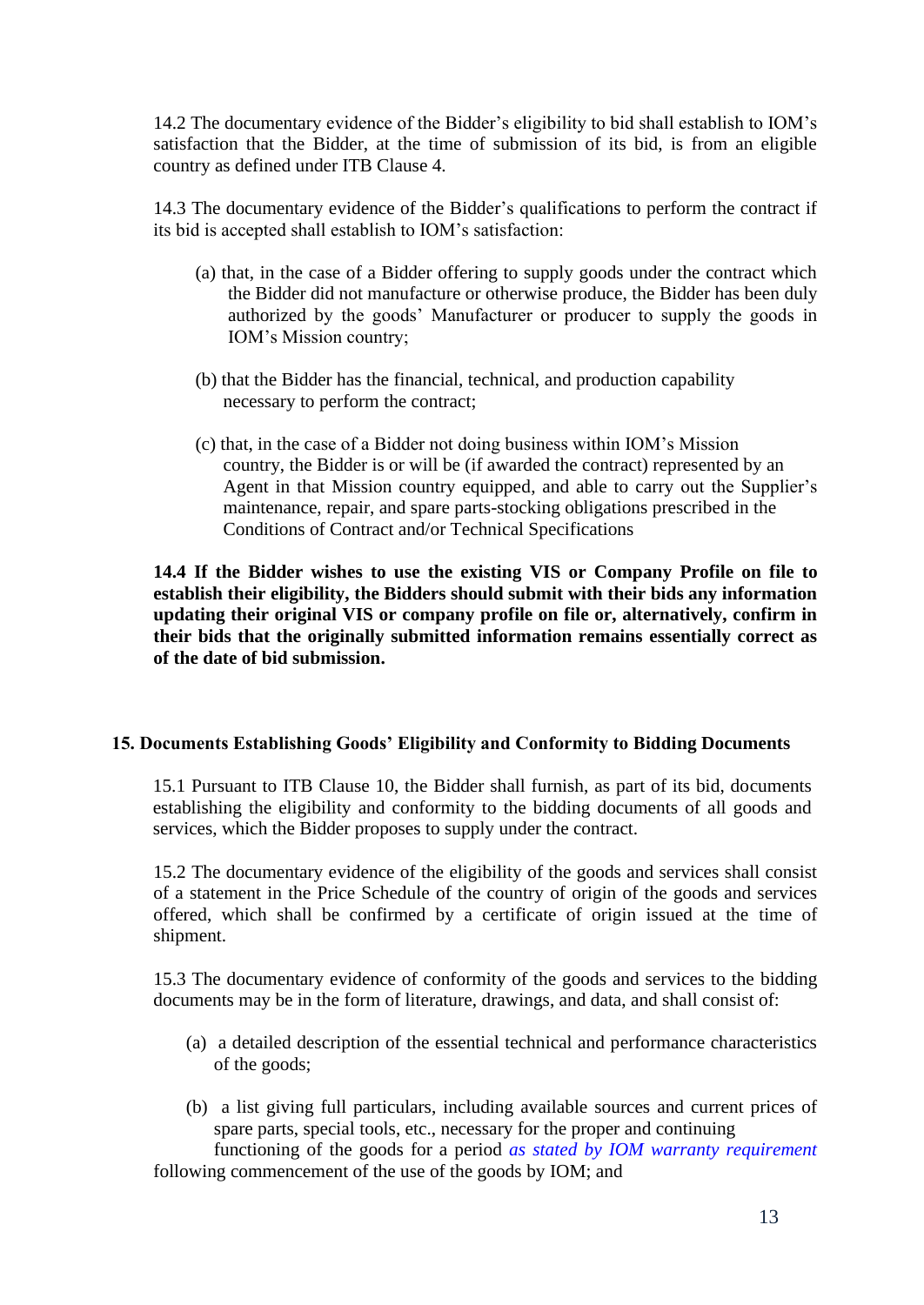14.2 The documentary evidence of the Bidder's eligibility to bid shall establish to IOM's satisfaction that the Bidder, at the time of submission of its bid, is from an eligible country as defined under ITB Clause 4.

14.3 The documentary evidence of the Bidder's qualifications to perform the contract if its bid is accepted shall establish to IOM's satisfaction:

(a) that, in the case of a Bidder offering to supply goods under the contract which the Bidder did not manufacture or otherwise produce, the Bidder has been duly authorized by the goods' Manufacturer or producer to supply the goods in IOM's Mission country;

(b) that the Bidder has the financial, technical, and production capability necessary to perform the contract;

(c) that, in the case of a Bidder not doing business within IOM's Mission country, the Bidder is or will be (if awarded the contract) represented by an Agent in that Mission country equipped, and able to carry out the Supplier's maintenance, repair, and spare parts-stocking obligations prescribed in the Conditions of Contract and/or Technical Specifications

**14.4 If the Bidder wishes to use the existing VIS or Company Profile on file to establish their eligibility, the Bidders should submit with their bids any information updating their original VIS or company profile on file or, alternatively, confirm in their bids that the originally submitted information remains essentially correct as of the date of bid submission.**

## 15. Documents Establishing Goods' Eligibility and Conformity to Bidding Documents

15.1 Pursuant to ITB Clause 10, the Bidder shall furnish, as part of its bid, documents establishing the eligibility and conformity to the bidding documents of all goods and services, which the Bidder proposes to supply under the contract.

15.2 The documentary evidence of the eligibility of the goods and services shall consist of a statement in the Price Schedule of the country of origin of the goods and services offered, which shall be confirmed by a certificate of origin issued at the time of shipment.

15.3 The documentary evidence of conformity of the goods and services to the bidding documents may be in the form of literature, drawings, and data, and shall consist of:

(a) a detailed description of the essential technical and performance characteristics of the goods;

(b) a list giving full particulars, including available sources and current prices of spare parts, special tools, etc., necessary for the proper and continuing functioning of the goods for a period *as stated by IOM warranty requirement* following commencement of the use of the goods by IOM; and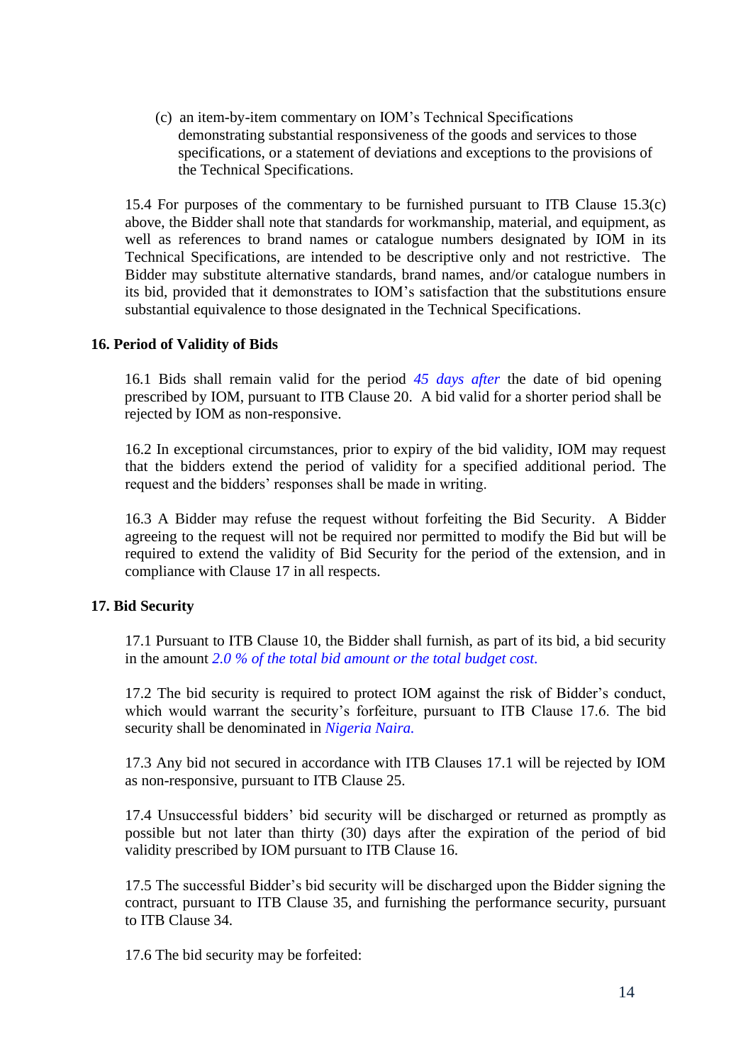(c) an item-by-item commentary on IOM's Technical Specifications demonstrating substantial responsiveness of the goods and services to those specifications, or a statement of deviations and exceptions to the provisions of the Technical Specifications.

15.4 For purposes of the commentary to be furnished pursuant to ITB Clause 15.3(c) above, the Bidder shall note that standards for workmanship, material, and equipment, as well as references to brand names or catalogue numbers designated by IOM in its Technical Specifications, are intended to be descriptive only and not restrictive. The Bidder may substitute alternative standards, brand names, and/or catalogue numbers in its bid, provided that it demonstrates to IOM's satisfaction that the substitutions ensure substantial equivalence to those designated in the Technical Specifications.

### 16. Period of Validity of Bids

16.1 Bids shall remain valid for the period *45 days after* the date of bid opening prescribed by IOM, pursuant to ITB Clause 20. A bid valid for a shorter period shall be rejected by IOM as non-responsive.

16.2 In exceptional circumstances, prior to expiry of the bid validity, IOM may request that the bidders extend the period of validity for a specified additional period. The request and the bidders' responses shall be made in writing.

16.3 A Bidder may refuse the request without forfeiting the Bid Security. A Bidder agreeing to the request will not be required nor permitted to modify the Bid but will be required to extend the validity of Bid Security for the period of the extension, and in compliance with Clause 17 in all respects.

### 17. Bid Security

17.1 Pursuant to ITB Clause 10, the Bidder shall furnish, as part of its bid, a bid security in the amount *2.0 % of the total bid amount or the total budget cost.*

17.2 The bid security is required to protect IOM against the risk of Bidder's conduct, which would warrant the security's forfeiture, pursuant to ITB Clause 17.6. The bid security shall be denominated in *Nigeria Naira.*

17.3 Any bid not secured in accordance with ITB Clauses 17.1 will be rejected by IOM as non-responsive, pursuant to ITB Clause 25.

17.4 Unsuccessful bidders' bid security will be discharged or returned as promptly as possible but not later than thirty (30) days after the expiration of the period of bid validity prescribed by IOM pursuant to ITB Clause 16.

17.5 The successful Bidder's bid security will be discharged upon the Bidder signing the contract, pursuant to ITB Clause 35, and furnishing the performance security, pursuant to ITB Clause 34.

17.6 The bid security may be forfeited: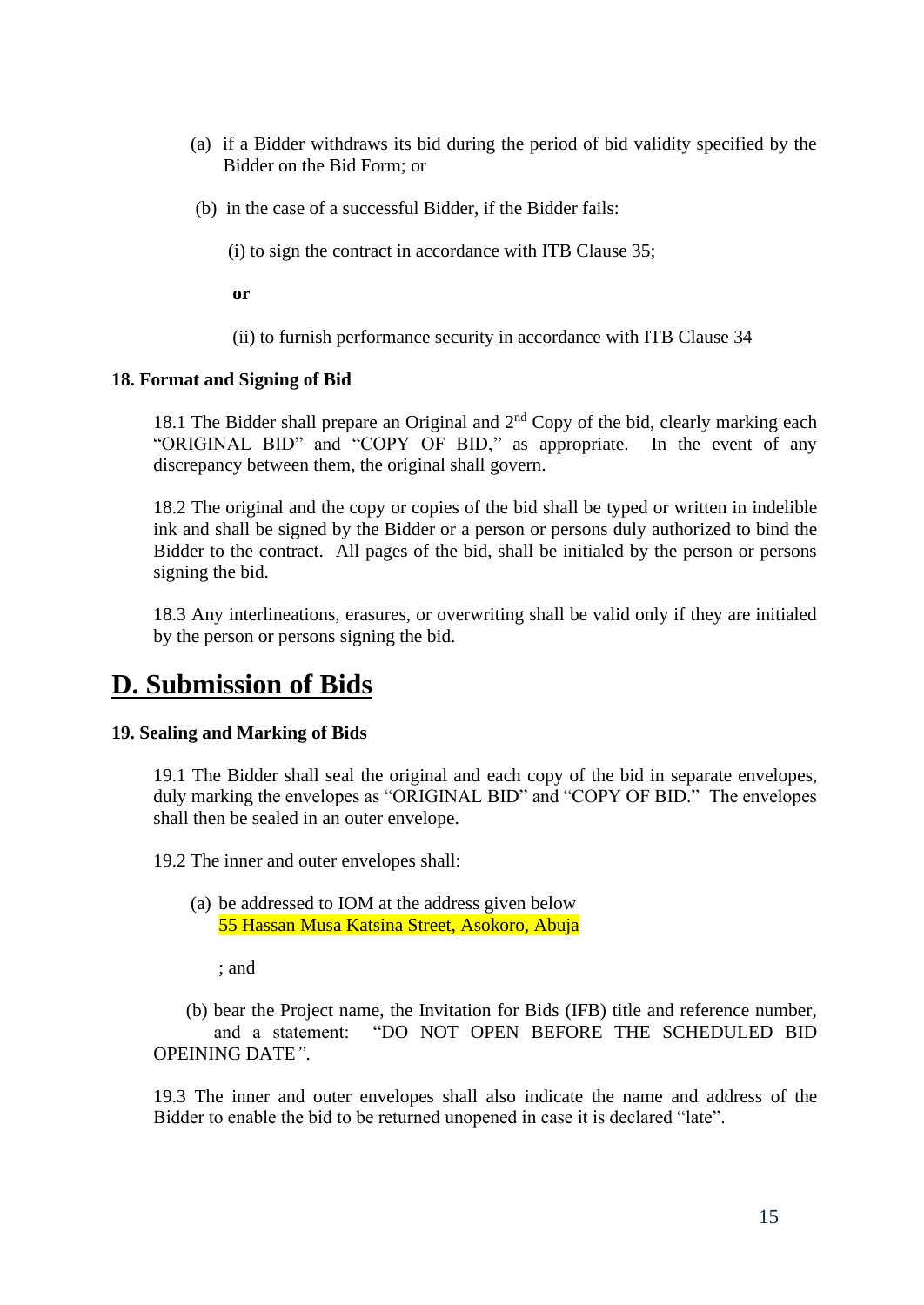(a) if a Bidder withdraws its bid during the period of bid validity specified by the Bidder on the Bid Form; or

(b) in the case of a successful Bidder, if the Bidder fails:

(i) to sign the contract in accordance with ITB Clause 35;

**or**

(ii) to furnish performance security in accordance with ITB Clause 34

**18. Format and Signing of Bid**

18.1 The Bidder shall prepare an Original and 2nd Copy of the bid, clearly marking each "ORIGINAL BID" and "COPY OF BID," as appropriate. In the event of any discrepancy between them, the original shall govern.

18.2 The original and the copy or copies of the bid shall be typed or written in indelible ink and shall be signed by the Bidder or a person or persons duly authorized to bind the Bidder to the contract. All pages of the bid, shall be initialed by the person or persons signing the bid.

18.3 Any interlineations, erasures, or overwriting shall be valid only if they are initialed by the person or persons signing the bid.

# D. Submission of Bids

**19. Sealing and Marking of Bids**

19.1 The Bidder shall seal the original and each copy of the bid in separate envelopes, duly marking the envelopes as "ORIGINAL BID" and "COPY OF BID." The envelopes shall then be sealed in an outer envelope.

19.2 The inner and outer envelopes shall:

(a) be addressed to IOM at the address given below
55 Hassan Musa Katsina Street, Asokoro, Abuja

; and

(b) bear the Project name, the Invitation for Bids (IFB) title and reference number, and a statement: "DO NOT OPEN BEFORE THE SCHEDULED BID OPEINING DATE".

19.3 The inner and outer envelopes shall also indicate the name and address of the Bidder to enable the bid to be returned unopened in case it is declared "late".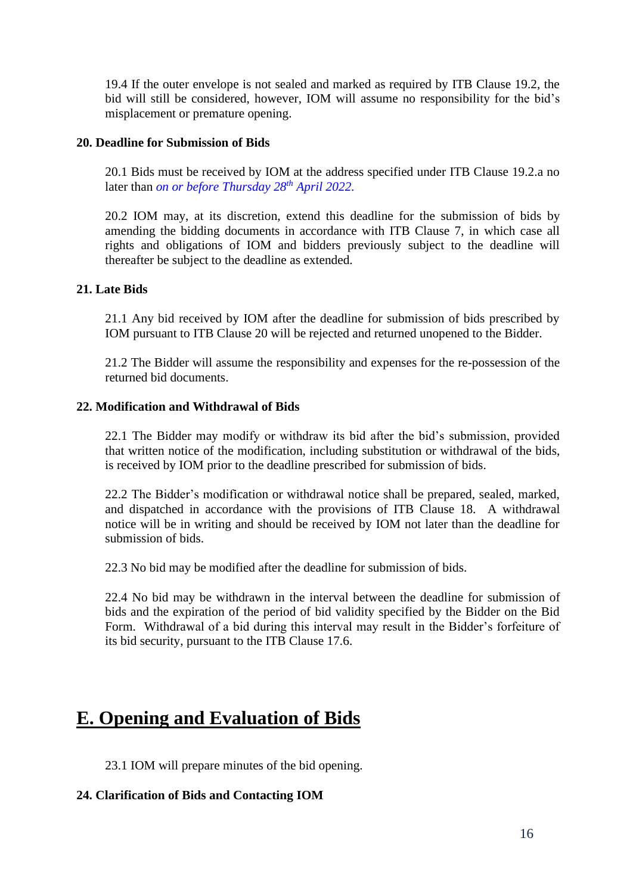19.4 If the outer envelope is not sealed and marked as required by ITB Clause 19.2, the bid will still be considered, however, IOM will assume no responsibility for the bid's misplacement or premature opening.

**20. Deadline for Submission of Bids**

20.1 Bids must be received by IOM at the address specified under ITB Clause 19.2.a no later than *on or before Thursday 28th April 2022.*

20.2 IOM may, at its discretion, extend this deadline for the submission of bids by amending the bidding documents in accordance with ITB Clause 7, in which case all rights and obligations of IOM and bidders previously subject to the deadline will thereafter be subject to the deadline as extended.

**21. Late Bids**

21.1 Any bid received by IOM after the deadline for submission of bids prescribed by IOM pursuant to ITB Clause 20 will be rejected and returned unopened to the Bidder.

21.2 The Bidder will assume the responsibility and expenses for the re-possession of the returned bid documents.

**22. Modification and Withdrawal of Bids**

22.1 The Bidder may modify or withdraw its bid after the bid's submission, provided that written notice of the modification, including substitution or withdrawal of the bids, is received by IOM prior to the deadline prescribed for submission of bids.

22.2 The Bidder's modification or withdrawal notice shall be prepared, sealed, marked, and dispatched in accordance with the provisions of ITB Clause 18. A withdrawal notice will be in writing and should be received by IOM not later than the deadline for submission of bids.

22.3 No bid may be modified after the deadline for submission of bids.

22.4 No bid may be withdrawn in the interval between the deadline for submission of bids and the expiration of the period of bid validity specified by the Bidder on the Bid Form. Withdrawal of a bid during this interval may result in the Bidder's forfeiture of its bid security, pursuant to the ITB Clause 17.6.

# E. Opening and Evaluation of Bids

23.1 IOM will prepare minutes of the bid opening.

**24. Clarification of Bids and Contacting IOM**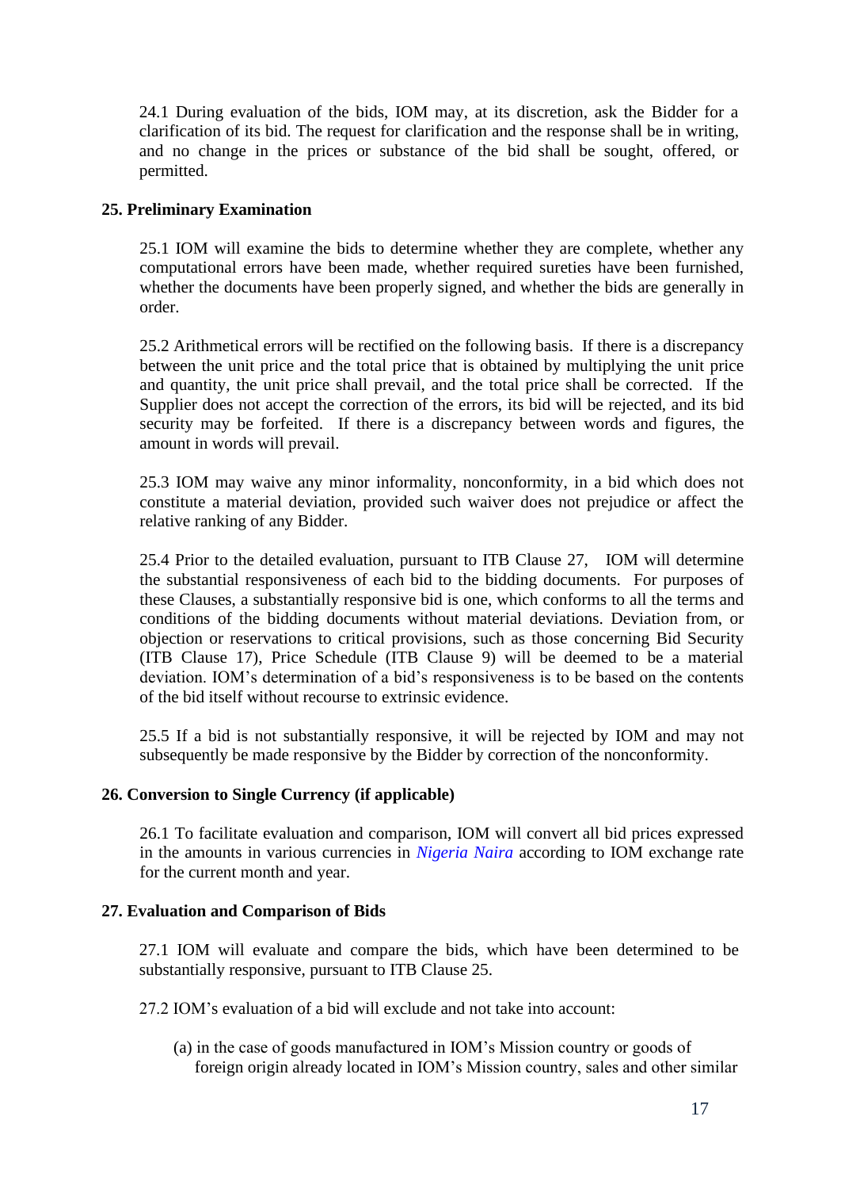24.1 During evaluation of the bids, IOM may, at its discretion, ask the Bidder for a clarification of its bid. The request for clarification and the response shall be in writing, and no change in the prices or substance of the bid shall be sought, offered, or permitted.

**25. Preliminary Examination**

25.1 IOM will examine the bids to determine whether they are complete, whether any computational errors have been made, whether required sureties have been furnished, whether the documents have been properly signed, and whether the bids are generally in order.

25.2 Arithmetical errors will be rectified on the following basis. If there is a discrepancy between the unit price and the total price that is obtained by multiplying the unit price and quantity, the unit price shall prevail, and the total price shall be corrected. If the Supplier does not accept the correction of the errors, its bid will be rejected, and its bid security may be forfeited. If there is a discrepancy between words and figures, the amount in words will prevail.

25.3 IOM may waive any minor informality, nonconformity, in a bid which does not constitute a material deviation, provided such waiver does not prejudice or affect the relative ranking of any Bidder.

25.4 Prior to the detailed evaluation, pursuant to ITB Clause 27, IOM will determine the substantial responsiveness of each bid to the bidding documents. For purposes of these Clauses, a substantially responsive bid is one, which conforms to all the terms and conditions of the bidding documents without material deviations. Deviation from, or objection or reservations to critical provisions, such as those concerning Bid Security (ITB Clause 17), Price Schedule (ITB Clause 9) will be deemed to be a material deviation. IOM's determination of a bid's responsiveness is to be based on the contents of the bid itself without recourse to extrinsic evidence.

25.5 If a bid is not substantially responsive, it will be rejected by IOM and may not subsequently be made responsive by the Bidder by correction of the nonconformity.

**26. Conversion to Single Currency (if applicable)**

26.1 To facilitate evaluation and comparison, IOM will convert all bid prices expressed in the amounts in various currencies in *Nigeria Naira* according to IOM exchange rate for the current month and year.

**27. Evaluation and Comparison of Bids**

27.1 IOM will evaluate and compare the bids, which have been determined to be substantially responsive, pursuant to ITB Clause 25.

27.2 IOM's evaluation of a bid will exclude and not take into account:

(a) in the case of goods manufactured in IOM's Mission country or goods of foreign origin already located in IOM's Mission country, sales and other similar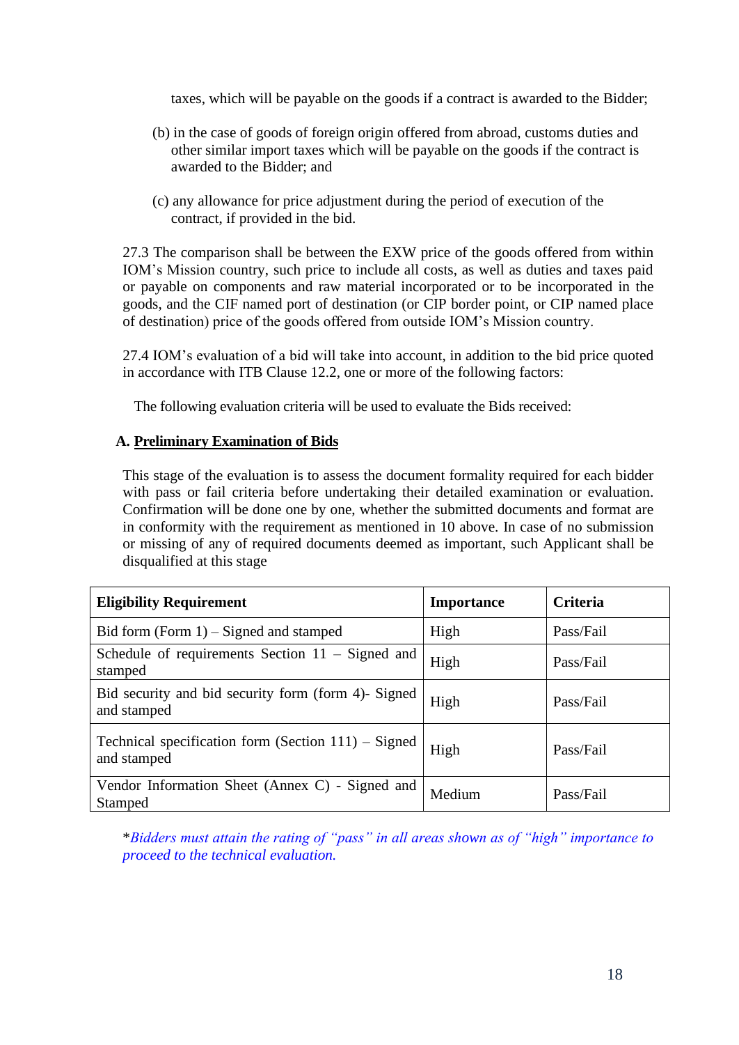taxes, which will be payable on the goods if a contract is awarded to the Bidder;

(b) in the case of goods of foreign origin offered from abroad, customs duties and other similar import taxes which will be payable on the goods if the contract is awarded to the Bidder; and

(c) any allowance for price adjustment during the period of execution of the contract, if provided in the bid.

27.3 The comparison shall be between the EXW price of the goods offered from within IOM's Mission country, such price to include all costs, as well as duties and taxes paid or payable on components and raw material incorporated or to be incorporated in the goods, and the CIF named port of destination (or CIP border point, or CIP named place of destination) price of the goods offered from outside IOM's Mission country.

27.4 IOM's evaluation of a bid will take into account, in addition to the bid price quoted in accordance with ITB Clause 12.2, one or more of the following factors:

The following evaluation criteria will be used to evaluate the Bids received:

**A. Preliminary Examination of Bids**

This stage of the evaluation is to assess the document formality required for each bidder with pass or fail criteria before undertaking their detailed examination or evaluation. Confirmation will be done one by one, whether the submitted documents and format are in conformity with the requirement as mentioned in 10 above. In case of no submission or missing of any of required documents deemed as important, such Applicant shall be disqualified at this stage

| Eligibility Requirement | Importance | Criteria |
|---|---|---|
| Bid form (Form 1) – Signed and stamped | High | Pass/Fail |
| Schedule of requirements Section 11 – Signed and stamped | High | Pass/Fail |
| Bid security and bid security form (form 4)- Signed and stamped | High | Pass/Fail |
| Technical specification form (Section 111) – Signed and stamped | High | Pass/Fail |
| Vendor Information Sheet (Annex C) - Signed and Stamped | Medium | Pass/Fail |

*\*Bidders must attain the rating of "pass" in all areas shown as of "high" importance to proceed to the technical evaluation.*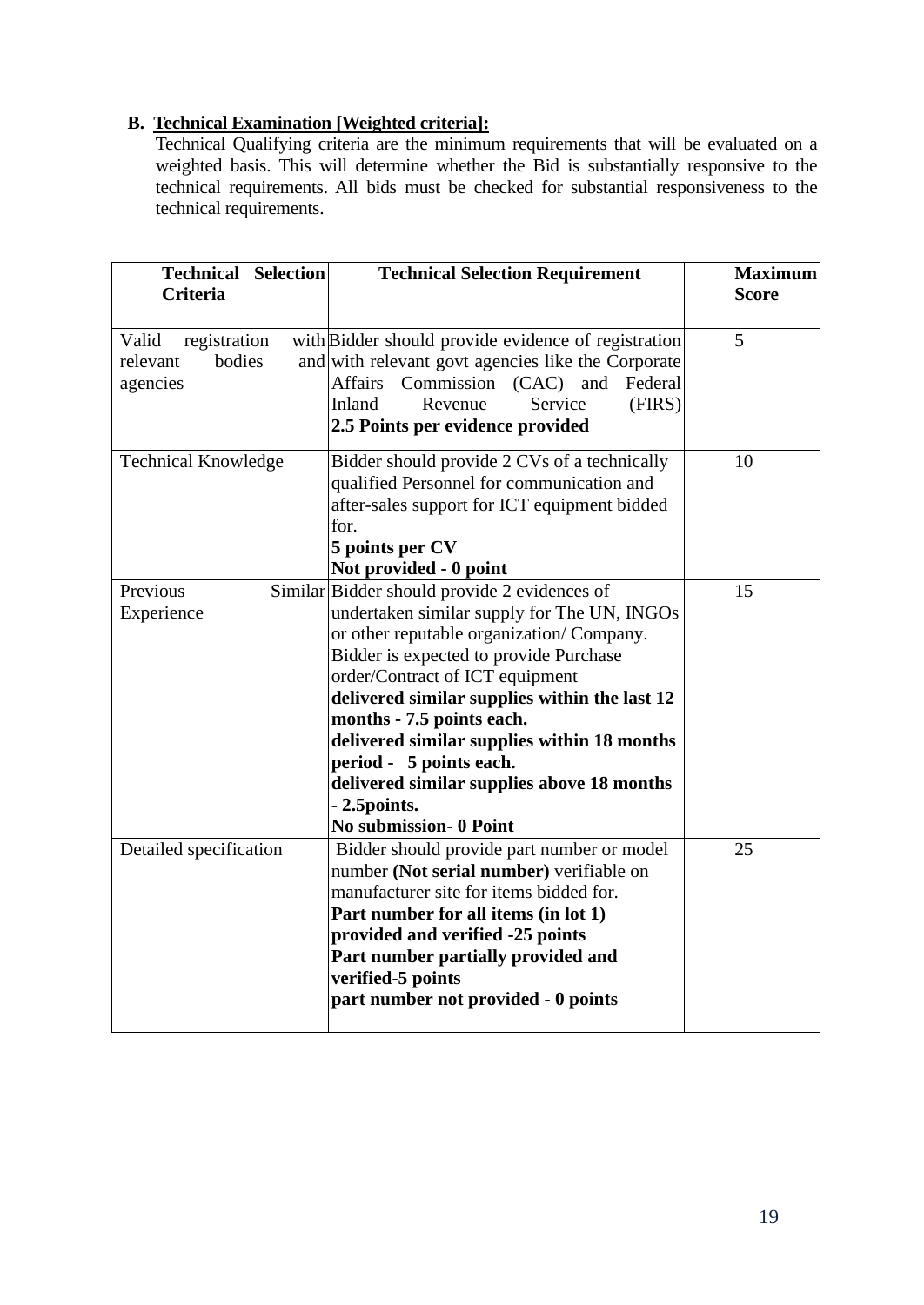**B. Technical Examination [Weighted criteria]:**

Technical Qualifying criteria are the minimum requirements that will be evaluated on a weighted basis. This will determine whether the Bid is substantially responsive to the technical requirements. All bids must be checked for substantial responsiveness to the technical requirements.

| Technical Selection Criteria | Technical Selection Requirement | Maximum Score |
|---|---|---|
| Valid registration with relevant bodies and agencies | Bidder should provide evidence of registration with relevant govt agencies like the Corporate Affairs Commission (CAC) and Federal Inland Revenue Service (FIRS) **2.5 Points per evidence provided** | 5 |
| Technical Knowledge | Bidder should provide 2 CVs of a technically qualified Personnel for communication and after-sales support for ICT equipment bidded for. **5 points per CV** **Not provided - 0 point** | 10 |
| Previous Similar Experience | Bidder should provide 2 evidences of undertaken similar supply for The UN, INGOs or other reputable organization/ Company. Bidder is expected to provide Purchase order/Contract of ICT equipment **delivered similar supplies within the last 12 months - 7.5 points each.** **delivered similar supplies within 18 months period - 5 points each.** **delivered similar supplies above 18 months - 2.5points.** **No submission- 0 Point** | 15 |
| Detailed specification | Bidder should provide part number or model number **(Not serial number)** verifiable on manufacturer site for items bidded for. **Part number for all items (in lot 1) provided and verified -25 points** **Part number partially provided and verified-5 points** **part number not provided - 0 points** | 25 |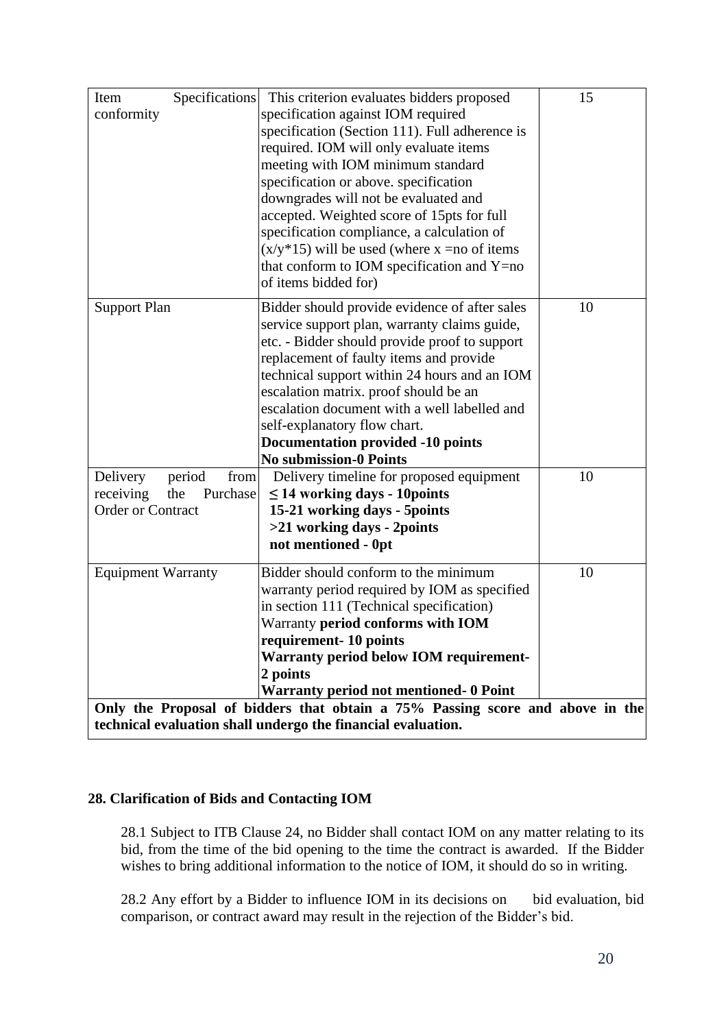| Item Specifications conformity | This criterion evaluates bidders proposed specification against IOM required specification (Section 111). Full adherence is required. IOM will only evaluate items meeting with IOM minimum standard specification or above. specification downgrades will not be evaluated and accepted. Weighted score of 15pts for full specification compliance, a calculation of $(x/y*15)$ will be used (where x =no of items that conform to IOM specification and Y=no of items bidded for) | 15 |
|---|---|---|
| Support Plan | Bidder should provide evidence of after sales service support plan, warranty claims guide, etc. - Bidder should provide proof to support replacement of faulty items and provide technical support within 24 hours and an IOM escalation matrix. proof should be an escalation document with a well labelled and self-explanatory flow chart.<br>**Documentation provided -10 points**<br>**No submission-0 Points** | 10 |
| Delivery period from receiving the Purchase Order or Contract | Delivery timeline for proposed equipment<br>**≤ 14 working days - 10points**<br>**15-21 working days - 5points**<br>**>21 working days - 2points**<br>**not mentioned - 0pt** | 10 |
| Equipment Warranty | Bidder should conform to the minimum warranty period required by IOM as specified in section 111 (Technical specification)<br>Warranty **period conforms with IOM requirement- 10 points**<br>**Warranty period below IOM requirement- 2 points**<br>**Warranty period not mentioned- 0 Point** | 10 |
| **Only the Proposal of bidders that obtain a 75% Passing score and above in the technical evaluation shall undergo the financial evaluation.** | | |

**28. Clarification of Bids and Contacting IOM**

28.1 Subject to ITB Clause 24, no Bidder shall contact IOM on any matter relating to its bid, from the time of the bid opening to the time the contract is awarded. If the Bidder wishes to bring additional information to the notice of IOM, it should do so in writing.

28.2 Any effort by a Bidder to influence IOM in its decisions on bid evaluation, bid comparison, or contract award may result in the rejection of the Bidder's bid.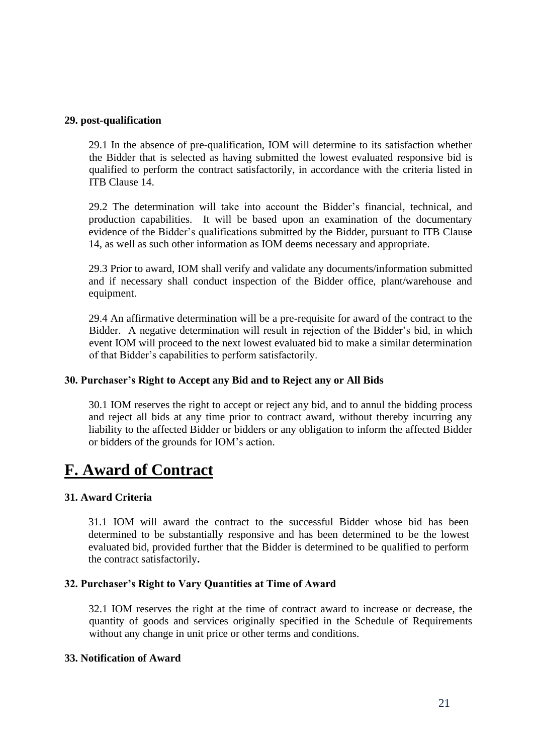### 29. post-qualification

29.1 In the absence of pre-qualification, IOM will determine to its satisfaction whether the Bidder that is selected as having submitted the lowest evaluated responsive bid is qualified to perform the contract satisfactorily, in accordance with the criteria listed in ITB Clause 14.

29.2 The determination will take into account the Bidder's financial, technical, and production capabilities. It will be based upon an examination of the documentary evidence of the Bidder's qualifications submitted by the Bidder, pursuant to ITB Clause 14, as well as such other information as IOM deems necessary and appropriate.

29.3 Prior to award, IOM shall verify and validate any documents/information submitted and if necessary shall conduct inspection of the Bidder office, plant/warehouse and equipment.

29.4 An affirmative determination will be a pre-requisite for award of the contract to the Bidder. A negative determination will result in rejection of the Bidder's bid, in which event IOM will proceed to the next lowest evaluated bid to make a similar determination of that Bidder's capabilities to perform satisfactorily.

### 30. Purchaser's Right to Accept any Bid and to Reject any or All Bids

30.1 IOM reserves the right to accept or reject any bid, and to annul the bidding process and reject all bids at any time prior to contract award, without thereby incurring any liability to the affected Bidder or bidders or any obligation to inform the affected Bidder or bidders of the grounds for IOM's action.

## F. Award of Contract

### 31. Award Criteria

31.1 IOM will award the contract to the successful Bidder whose bid has been determined to be substantially responsive and has been determined to be the lowest evaluated bid, provided further that the Bidder is determined to be qualified to perform the contract satisfactorily**.**

### 32. Purchaser's Right to Vary Quantities at Time of Award

32.1 IOM reserves the right at the time of contract award to increase or decrease, the quantity of goods and services originally specified in the Schedule of Requirements without any change in unit price or other terms and conditions.

### 33. Notification of Award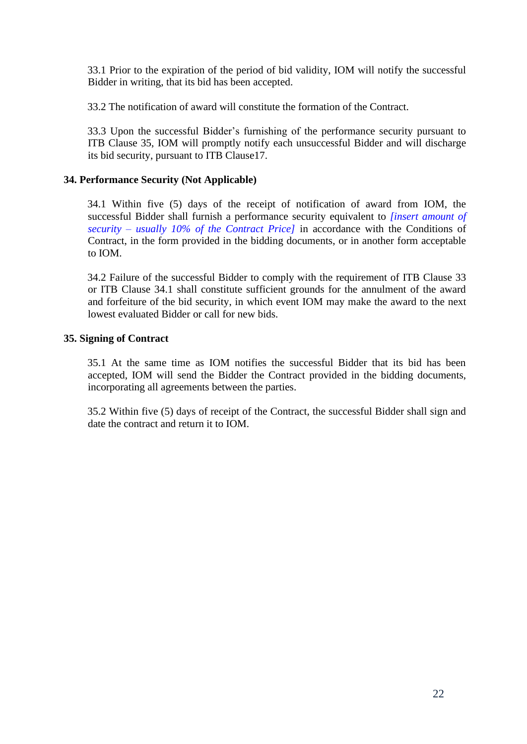33.1 Prior to the expiration of the period of bid validity, IOM will notify the successful Bidder in writing, that its bid has been accepted.

33.2 The notification of award will constitute the formation of the Contract.

33.3 Upon the successful Bidder's furnishing of the performance security pursuant to ITB Clause 35, IOM will promptly notify each unsuccessful Bidder and will discharge its bid security, pursuant to ITB Clause17.

**34. Performance Security (Not Applicable)**

34.1 Within five (5) days of the receipt of notification of award from IOM, the successful Bidder shall furnish a performance security equivalent to *[insert amount of security – usually 10% of the Contract Price]* in accordance with the Conditions of Contract, in the form provided in the bidding documents, or in another form acceptable to IOM.

34.2 Failure of the successful Bidder to comply with the requirement of ITB Clause 33 or ITB Clause 34.1 shall constitute sufficient grounds for the annulment of the award and forfeiture of the bid security, in which event IOM may make the award to the next lowest evaluated Bidder or call for new bids.

**35. Signing of Contract**

35.1 At the same time as IOM notifies the successful Bidder that its bid has been accepted, IOM will send the Bidder the Contract provided in the bidding documents, incorporating all agreements between the parties.

35.2 Within five (5) days of receipt of the Contract, the successful Bidder shall sign and date the contract and return it to IOM.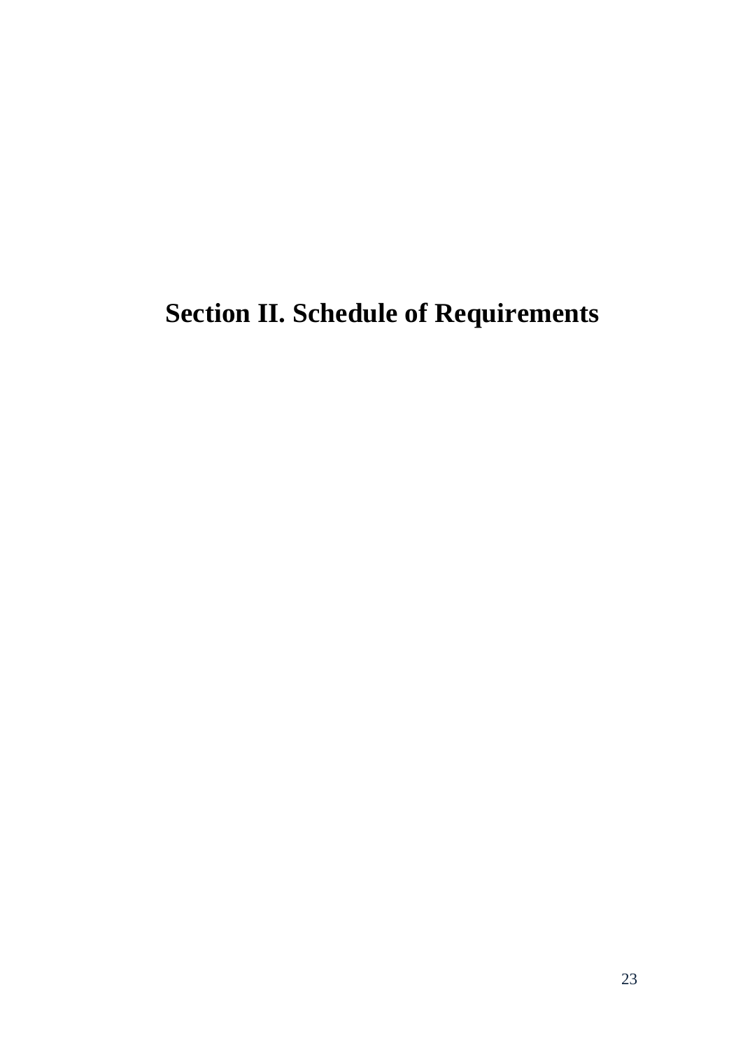# Section II. Schedule of Requirements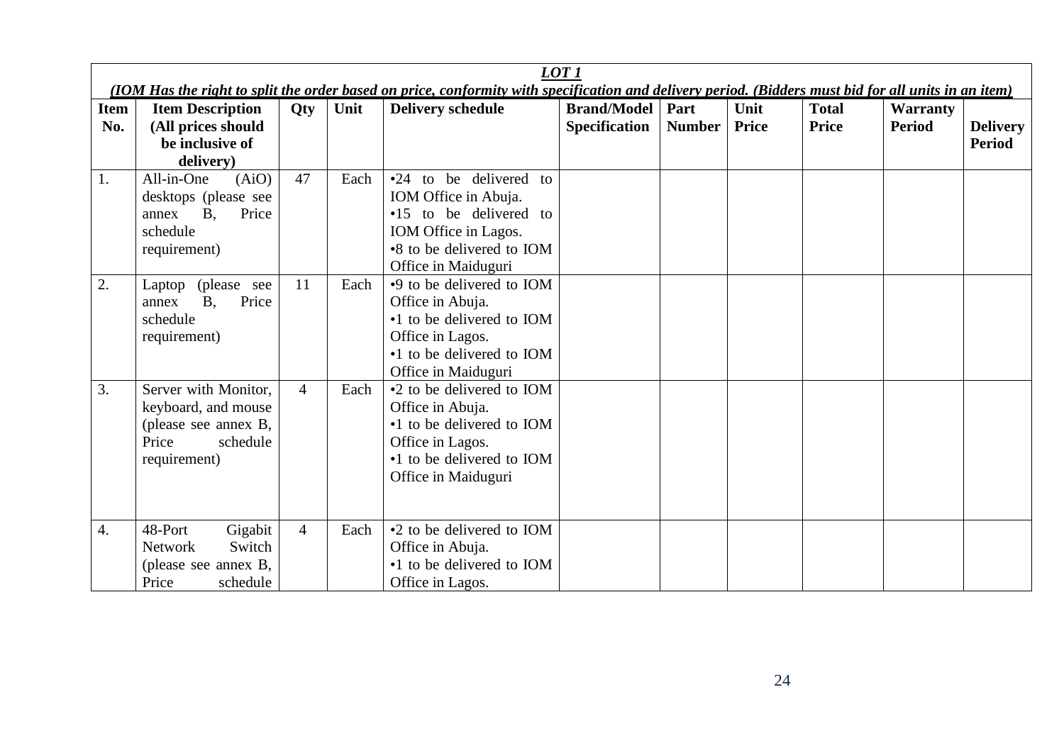| ***LOT 1*** | | | | | | | | | | |
|---|---|---|---|---|---|---|---|---|---|---|
| ***(IOM Has the right to split the order based on price, conformity with specification and delivery period. (Bidders must bid for all units in an item)*** | | | | | | | | | | |
| **Item No.** | **Item Description (All prices should be inclusive of delivery)** | **Qty** | **Unit** | **Delivery schedule** | **Brand/Model Specification** | **Part Number** | **Unit Price** | **Total Price** | **Warranty Period** | **Delivery Period** |
| 1. | All-in-One (AiO) desktops (please see annex B, Price schedule requirement) | 47 | Each | •24 to be delivered to IOM Office in Abuja.<br>•15 to be delivered to IOM Office in Lagos.<br>•8 to be delivered to IOM Office in Maiduguri | | | | | | |
| 2. | Laptop (please see annex B, Price schedule requirement) | 11 | Each | •9 to be delivered to IOM Office in Abuja.<br>•1 to be delivered to IOM Office in Lagos.<br>•1 to be delivered to IOM Office in Maiduguri | | | | | | |
| 3. | Server with Monitor, keyboard, and mouse (please see annex B, Price schedule requirement) | 4 | Each | •2 to be delivered to IOM Office in Abuja.<br>•1 to be delivered to IOM Office in Lagos.<br>•1 to be delivered to IOM Office in Maiduguri | | | | | | |
| 4. | 48-Port Gigabit Network Switch (please see annex B, Price schedule | 4 | Each | •2 to be delivered to IOM Office in Abuja.<br>•1 to be delivered to IOM Office in Lagos. | | | | | | |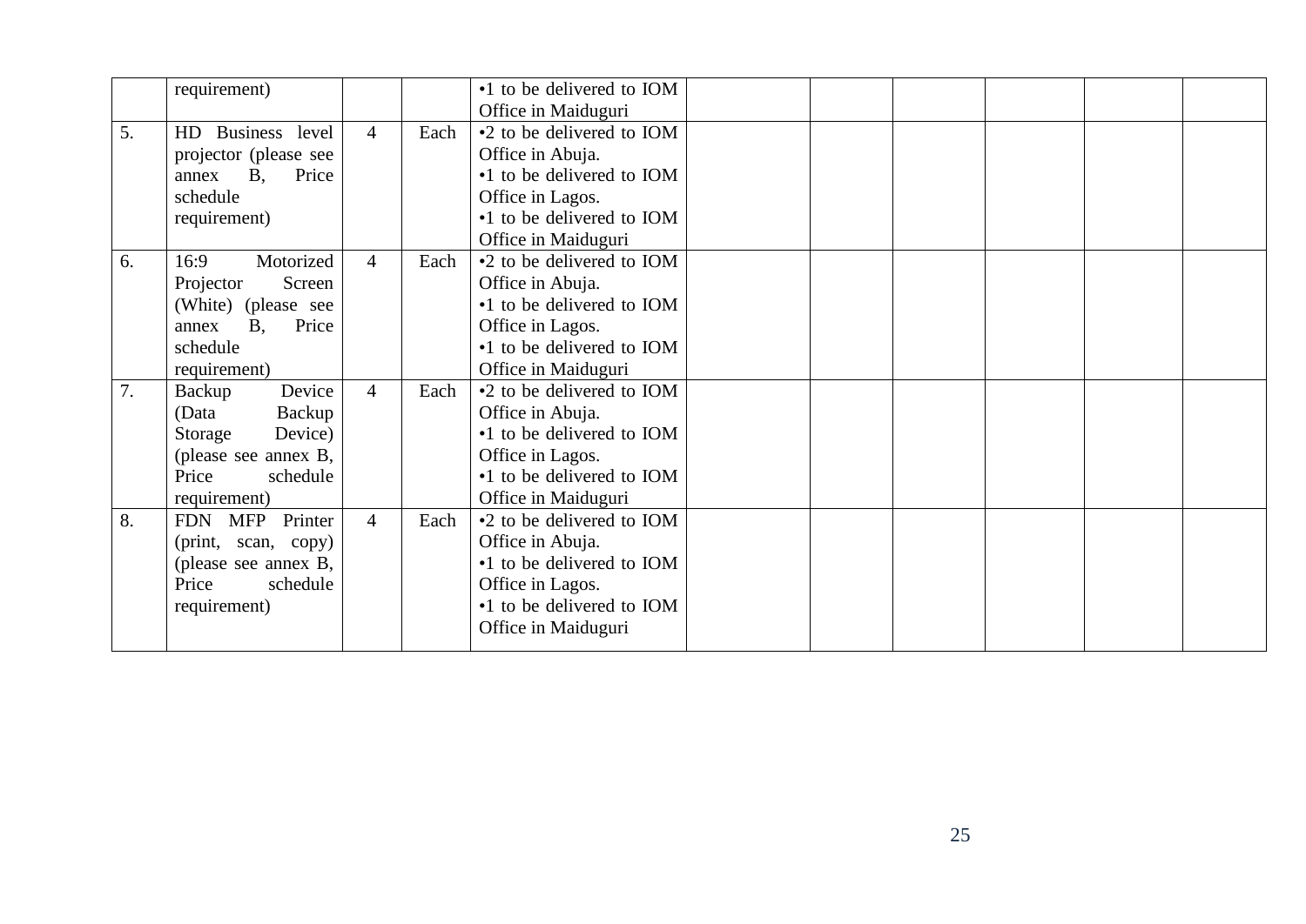| | | | | | | | | | | |
|---|---|---|---|---|---|---|---|---|---|---|
| | requirement) | | | •1 to be delivered to IOM Office in Maiduguri | | | | | | |
| 5. | HD Business level projector (please see annex B, Price schedule requirement) | 4 | Each | •2 to be delivered to IOM Office in Abuja. •1 to be delivered to IOM Office in Lagos. •1 to be delivered to IOM Office in Maiduguri | | | | | | |
| 6. | 16:9 Motorized Projector Screen (White) (please see annex B, Price schedule requirement) | 4 | Each | •2 to be delivered to IOM Office in Abuja. •1 to be delivered to IOM Office in Lagos. •1 to be delivered to IOM Office in Maiduguri | | | | | | |
| 7. | Backup Device (Data Backup Storage Device) (please see annex B, Price schedule requirement) | 4 | Each | •2 to be delivered to IOM Office in Abuja. •1 to be delivered to IOM Office in Lagos. •1 to be delivered to IOM Office in Maiduguri | | | | | | |
| 8. | FDN MFP Printer (print, scan, copy) (please see annex B, Price schedule requirement) | 4 | Each | •2 to be delivered to IOM Office in Abuja. •1 to be delivered to IOM Office in Lagos. •1 to be delivered to IOM Office in Maiduguri | | | | | | |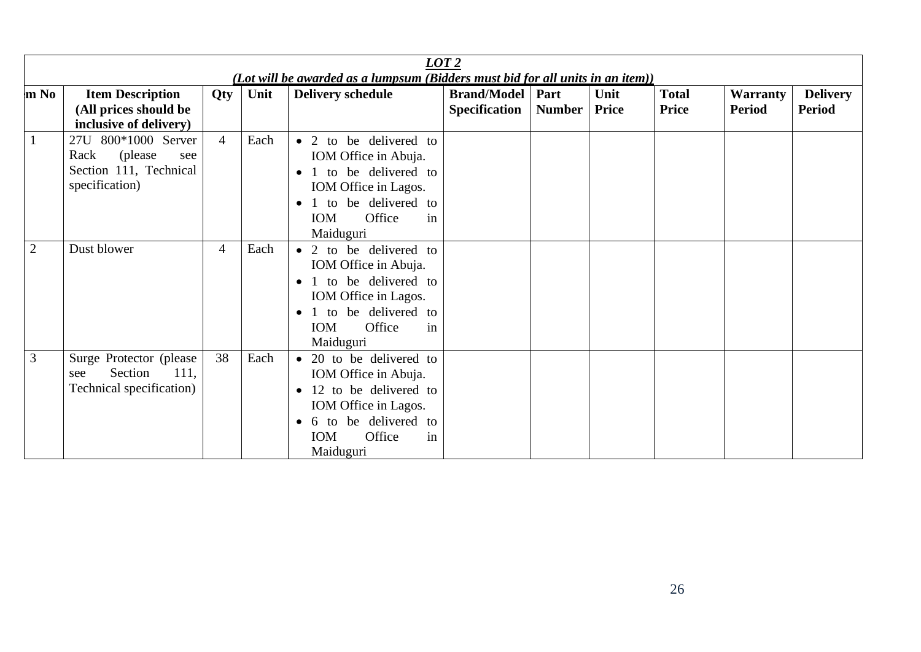| ***LOT 2*** *(Lot will be awarded as a lumpsum (Bidders must bid for all units in an item))* | | | | | | | | | | |
|---|---|---|---|---|---|---|---|---|---|---|
| **m No** | **Item Description (All prices should be inclusive of delivery)** | **Qty** | **Unit** | **Delivery schedule** | **Brand/Model Specification** | **Part Number** | **Unit Price** | **Total Price** | **Warranty Period** | **Delivery Period** |
| 1 | 27U 800*1000 Server Rack (please see Section 111, Technical specification) | 4 | Each | • 2 to be delivered to IOM Office in Abuja. • 1 to be delivered to IOM Office in Lagos. • 1 to be delivered to IOM Office in Maiduguri | | | | | | |
| 2 | Dust blower | 4 | Each | • 2 to be delivered to IOM Office in Abuja. • 1 to be delivered to IOM Office in Lagos. • 1 to be delivered to IOM Office in Maiduguri | | | | | | |
| 3 | Surge Protector (please see Section 111, Technical specification) | 38 | Each | • 20 to be delivered to IOM Office in Abuja. • 12 to be delivered to IOM Office in Lagos. • 6 to be delivered to IOM Office in Maiduguri | | | | | | |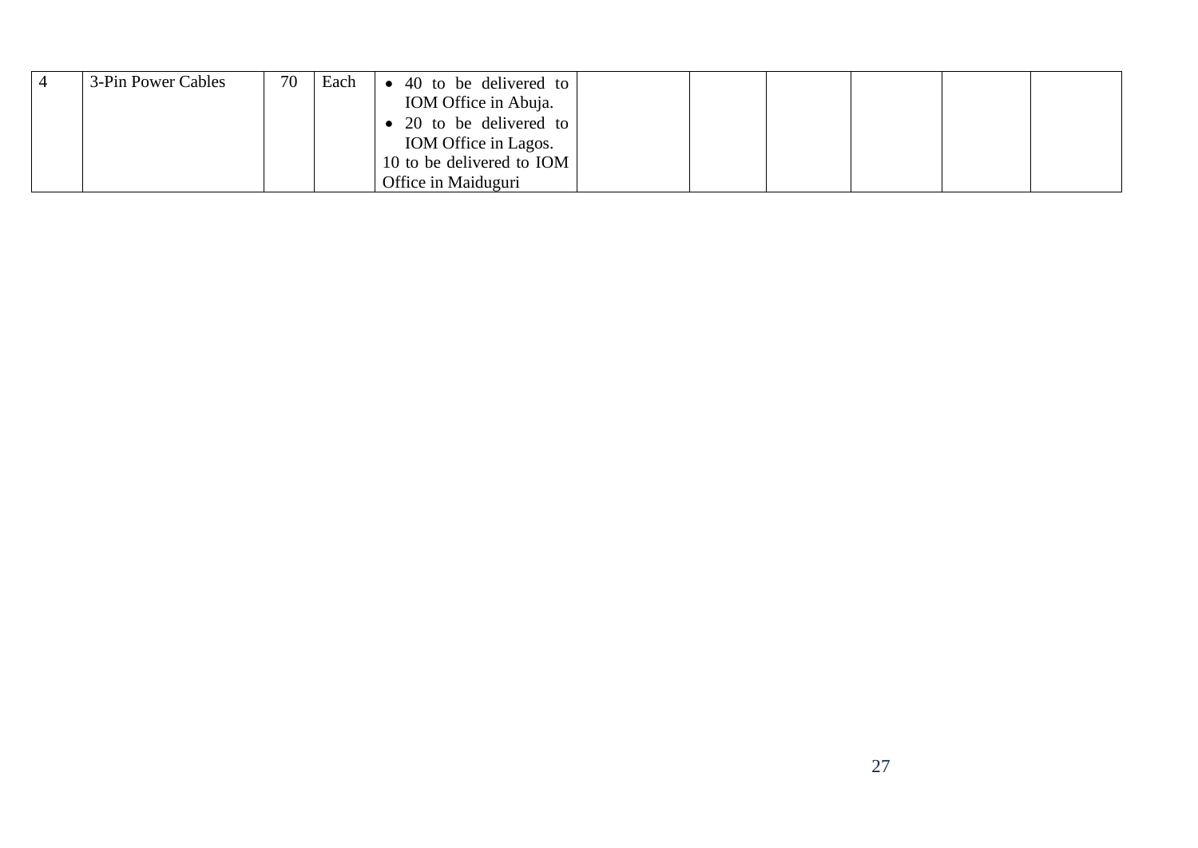| | | | | | | | | | | |
|---|---|---|---|---|---|---|---|---|---|---|
| 4 | 3-Pin Power Cables | 70 | Each | • 40 to be delivered to IOM Office in Abuja.<br>• 20 to be delivered to IOM Office in Lagos.<br>10 to be delivered to IOM Office in Maiduguri | | | | | | |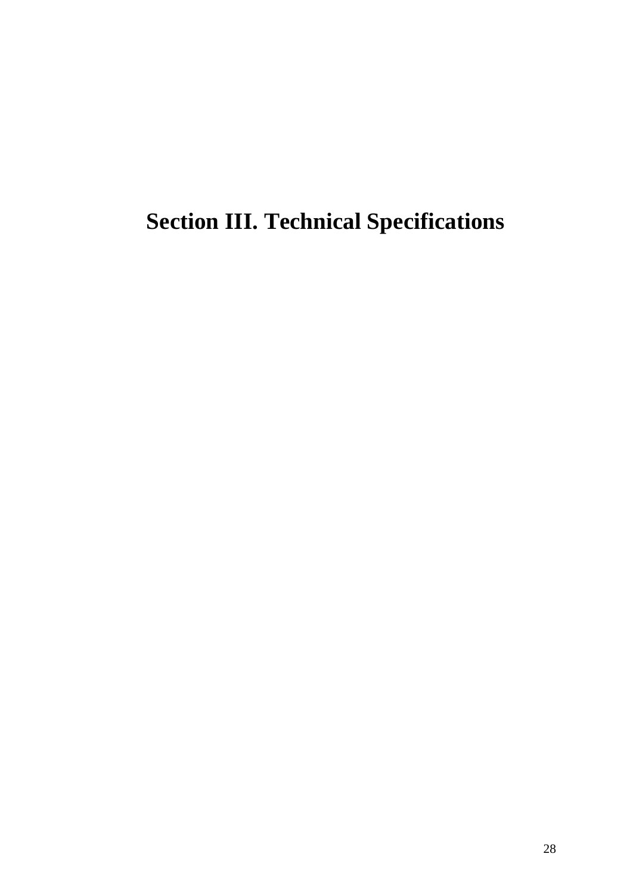# Section III. Technical Specifications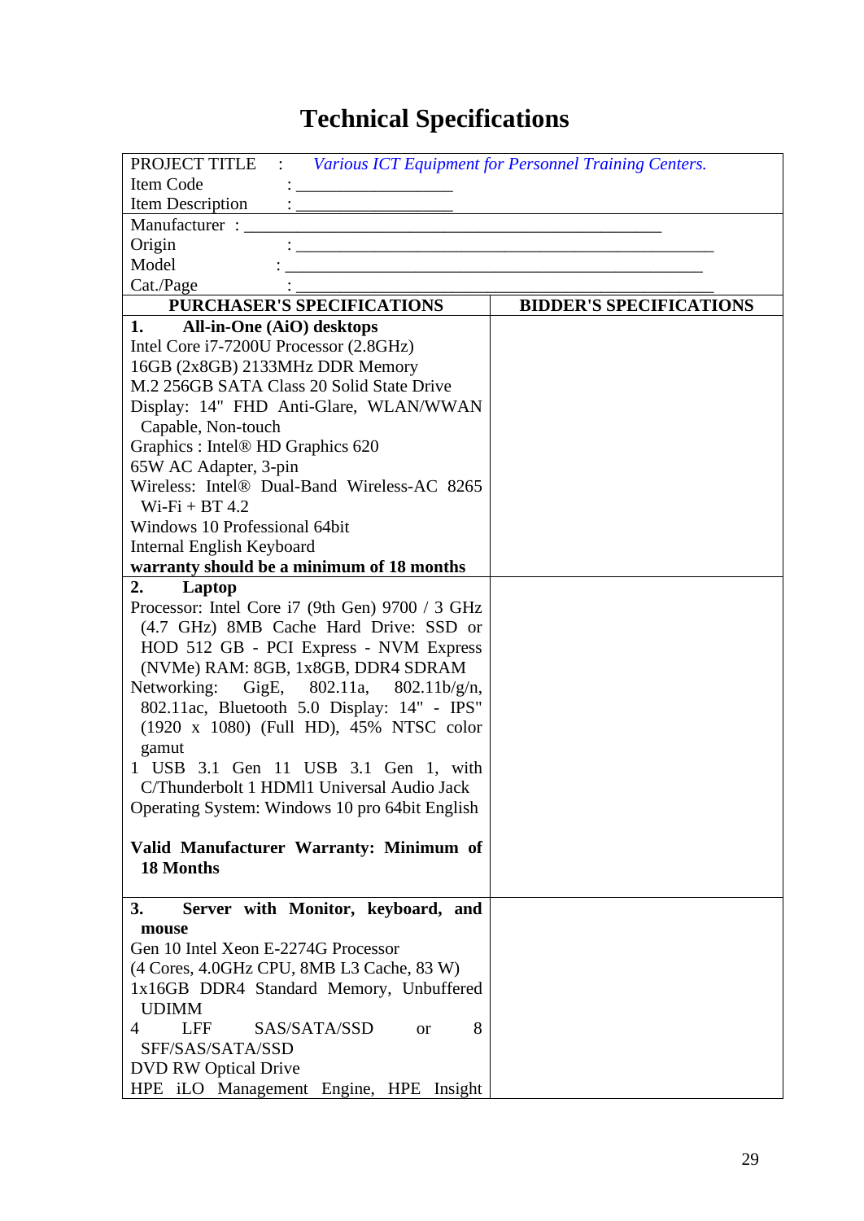# Technical Specifications

| PROJECT TITLE : *Various ICT Equipment for Personnel Training Centers.*<br>Item Code : ________________<br>Item Description : ________________ | |
|---|---|
| Manufacturer : ________________________________________<br>Origin : ________________________________________<br>Model : ________________________________________<br>Cat./Page : ________________________________________ | |
| **PURCHASER'S SPECIFICATIONS** | **BIDDER'S SPECIFICATIONS** |
| **1. All-in-One (AiO) desktops**<br>Intel Core i7-7200U Processor (2.8GHz)<br>16GB (2x8GB) 2133MHz DDR Memory<br>M.2 256GB SATA Class 20 Solid State Drive<br>Display: 14" FHD Anti-Glare, WLAN/WWAN Capable, Non-touch<br>Graphics : Intel® HD Graphics 620<br>65W AC Adapter, 3-pin<br>Wireless: Intel® Dual-Band Wireless-AC 8265 Wi-Fi + BT 4.2<br>Windows 10 Professional 64bit<br>Internal English Keyboard<br>**warranty should be a minimum of 18 months** | |
| **2. Laptop**<br>Processor: Intel Core i7 (9th Gen) 9700 / 3 GHz (4.7 GHz) 8MB Cache Hard Drive: SSD or HOD 512 GB - PCI Express - NVM Express (NVMe) RAM: 8GB, 1x8GB, DDR4 SDRAM<br>Networking: GigE, 802.11a, 802.11b/g/n, 802.11ac, Bluetooth 5.0 Display: 14" - IPS" (1920 x 1080) (Full HD), 45% NTSC color gamut<br>1 USB 3.1 Gen 11 USB 3.1 Gen 1, with C/Thunderbolt 1 HDMI1 Universal Audio Jack<br>Operating System: Windows 10 pro 64bit English<br><br>**Valid Manufacturer Warranty: Minimum of 18 Months** | |
| **3. Server with Monitor, keyboard, and mouse**<br>Gen 10 Intel Xeon E-2274G Processor<br>(4 Cores, 4.0GHz CPU, 8MB L3 Cache, 83 W)<br>1x16GB DDR4 Standard Memory, Unbuffered UDIMM<br>4 LFF SAS/SATA/SSD or 8 SFF/SAS/SATA/SSD<br>DVD RW Optical Drive<br>HPE iLO Management Engine, HPE Insight | |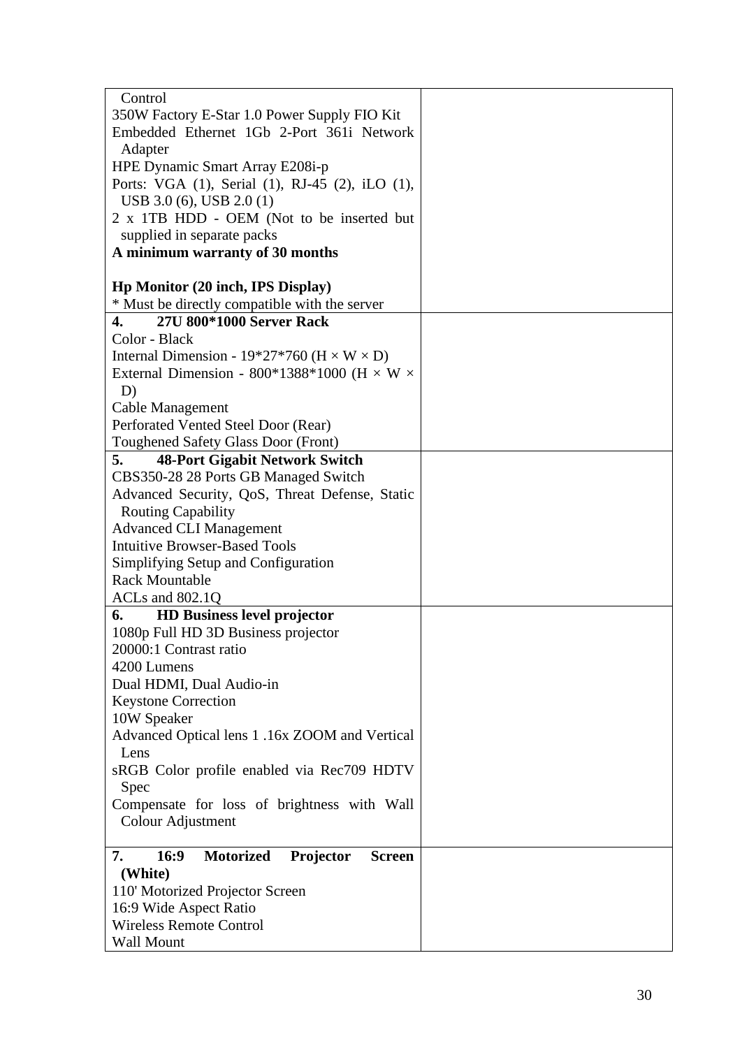| | |
|---|---|
| Control<br>350W Factory E-Star 1.0 Power Supply FIO Kit<br>Embedded Ethernet 1Gb 2-Port 361i Network Adapter<br>HPE Dynamic Smart Array E208i-p<br>Ports: VGA (1), Serial (1), RJ-45 (2), iLO (1), USB 3.0 (6), USB 2.0 (1)<br>2 x 1TB HDD - OEM (Not to be inserted but supplied in separate packs<br>**A minimum warranty of 30 months**<br><br>**Hp Monitor (20 inch, IPS Display)**<br>* Must be directly compatible with the server | |
| **4. 27U 800*1000 Server Rack**<br>Color - Black<br>Internal Dimension - 19*27*760 (H × W × D)<br>External Dimension - 800*1388*1000 (H × W × D)<br>Cable Management<br>Perforated Vented Steel Door (Rear)<br>Toughened Safety Glass Door (Front) | |
| **5. 48-Port Gigabit Network Switch**<br>CBS350-28 28 Ports GB Managed Switch<br>Advanced Security, QoS, Threat Defense, Static Routing Capability<br>Advanced CLI Management<br>Intuitive Browser-Based Tools<br>Simplifying Setup and Configuration<br>Rack Mountable<br>ACLs and 802.1Q | |
| **6. HD Business level projector**<br>1080p Full HD 3D Business projector<br>20000:1 Contrast ratio<br>4200 Lumens<br>Dual HDMI, Dual Audio-in<br>Keystone Correction<br>10W Speaker<br>Advanced Optical lens 1 .16x ZOOM and Vertical Lens<br>sRGB Color profile enabled via Rec709 HDTV Spec<br>Compensate for loss of brightness with Wall Colour Adjustment | |
| **7. 16:9 Motorized Projector Screen (White)**<br>110' Motorized Projector Screen<br>16:9 Wide Aspect Ratio<br>Wireless Remote Control<br>Wall Mount | |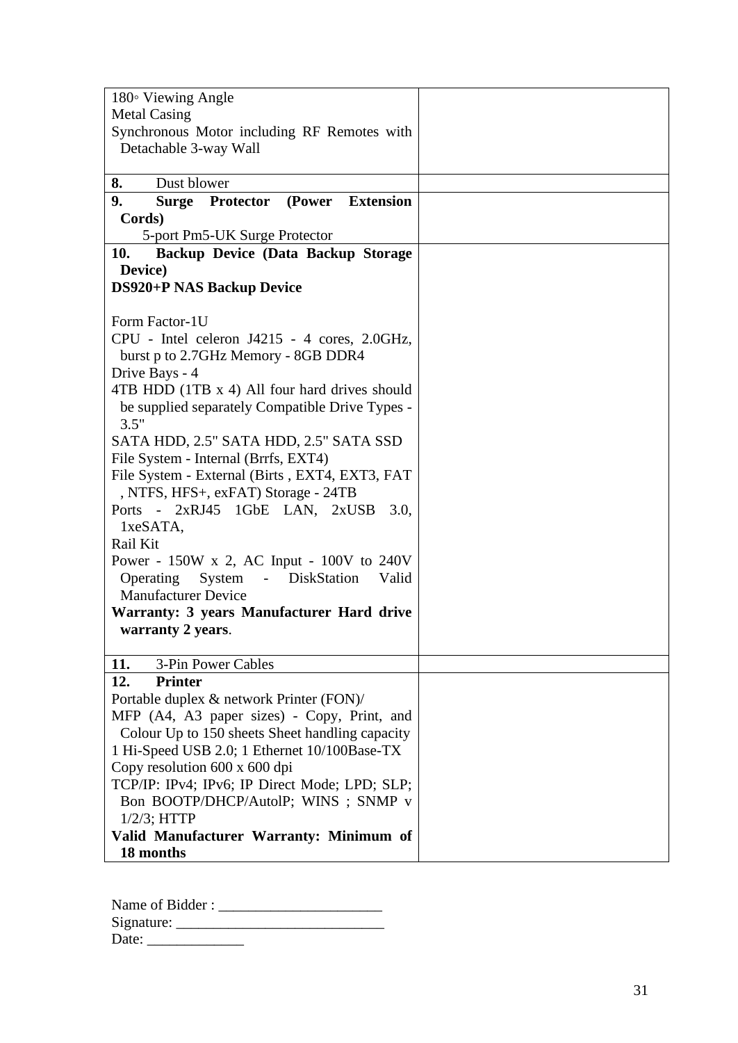| | |
|---|---|
| 180◦ Viewing Angle<br>Metal Casing<br>Synchronous Motor including RF Remotes with Detachable 3-way Wall | |
| **8.** Dust blower | |
| **9. Surge Protector (Power Extension Cords)**<br>5-port Pm5-UK Surge Protector | |
| **10. Backup Device (Data Backup Storage Device)**<br>**DS920+P NAS Backup Device**<br><br>Form Factor-1U<br>CPU - Intel celeron J4215 - 4 cores, 2.0GHz, burst p to 2.7GHz Memory - 8GB DDR4<br>Drive Bays - 4<br>4TB HDD (1TB x 4) All four hard drives should be supplied separately Compatible Drive Types - 3.5"<br>SATA HDD, 2.5" SATA HDD, 2.5" SATA SSD<br>File System - Internal (Brrfs, EXT4)<br>File System - External (Birts , EXT4, EXT3, FAT , NTFS, HFS+, exFAT) Storage - 24TB<br>Ports - 2xRJ45 1GbE LAN, 2xUSB 3.0, 1xeSATA,<br>Rail Kit<br>Power - 150W x 2, AC Input - 100V to 240V Operating System - DiskStation Valid Manufacturer Device<br>**Warranty: 3 years Manufacturer Hard drive warranty 2 years**. | |
| **11.** 3-Pin Power Cables | |
| **12. Printer**<br>Portable duplex & network Printer (FON)/<br>MFP (A4, A3 paper sizes) - Copy, Print, and Colour Up to 150 sheets Sheet handling capacity<br>1 Hi-Speed USB 2.0; 1 Ethernet 10/100Base-TX<br>Copy resolution 600 x 600 dpi<br>TCP/IP: IPv4; IPv6; IP Direct Mode; LPD; SLP; Bon BOOTP/DHCP/AutolP; WINS ; SNMP v 1/2/3; HTTP<br>**Valid Manufacturer Warranty: Minimum of 18 months** | |

Name of Bidder : ______________________
Signature: ____________________________
Date: _____________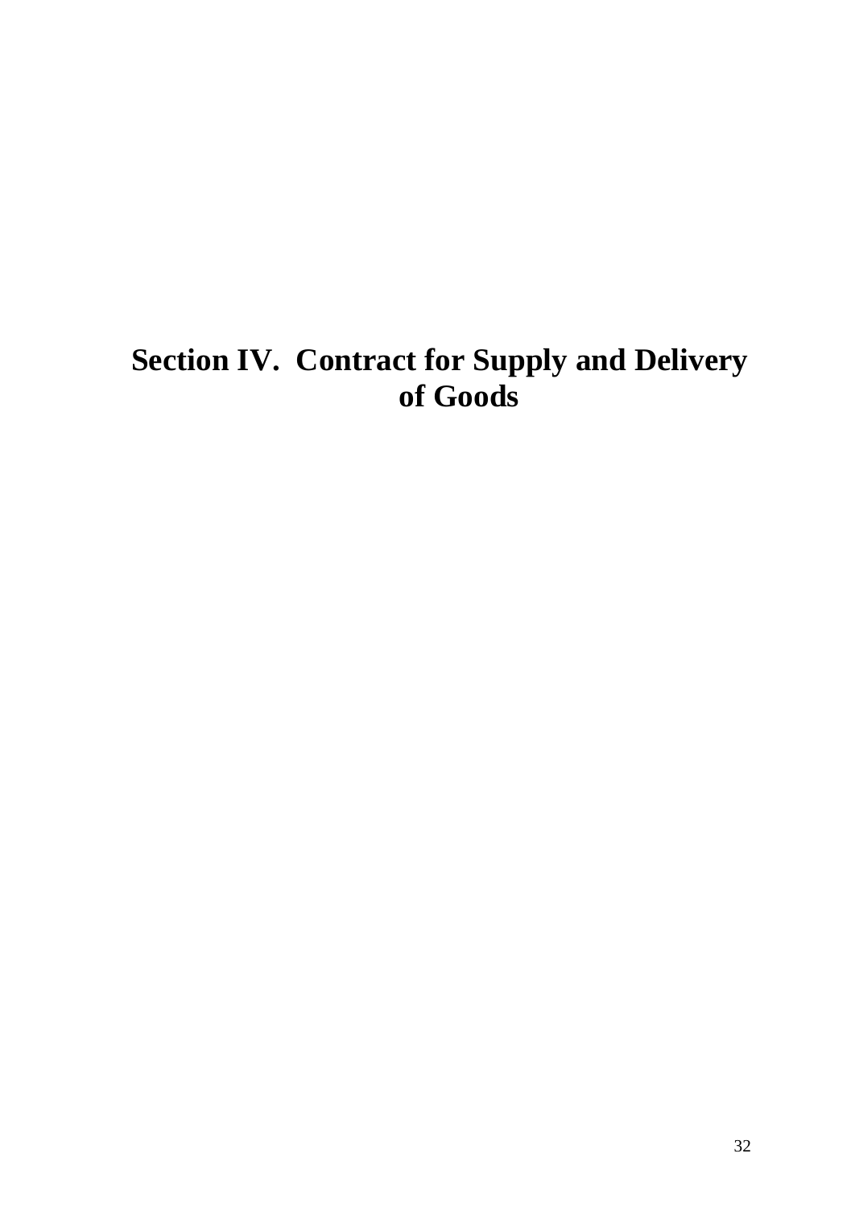# Section IV. Contract for Supply and Delivery of Goods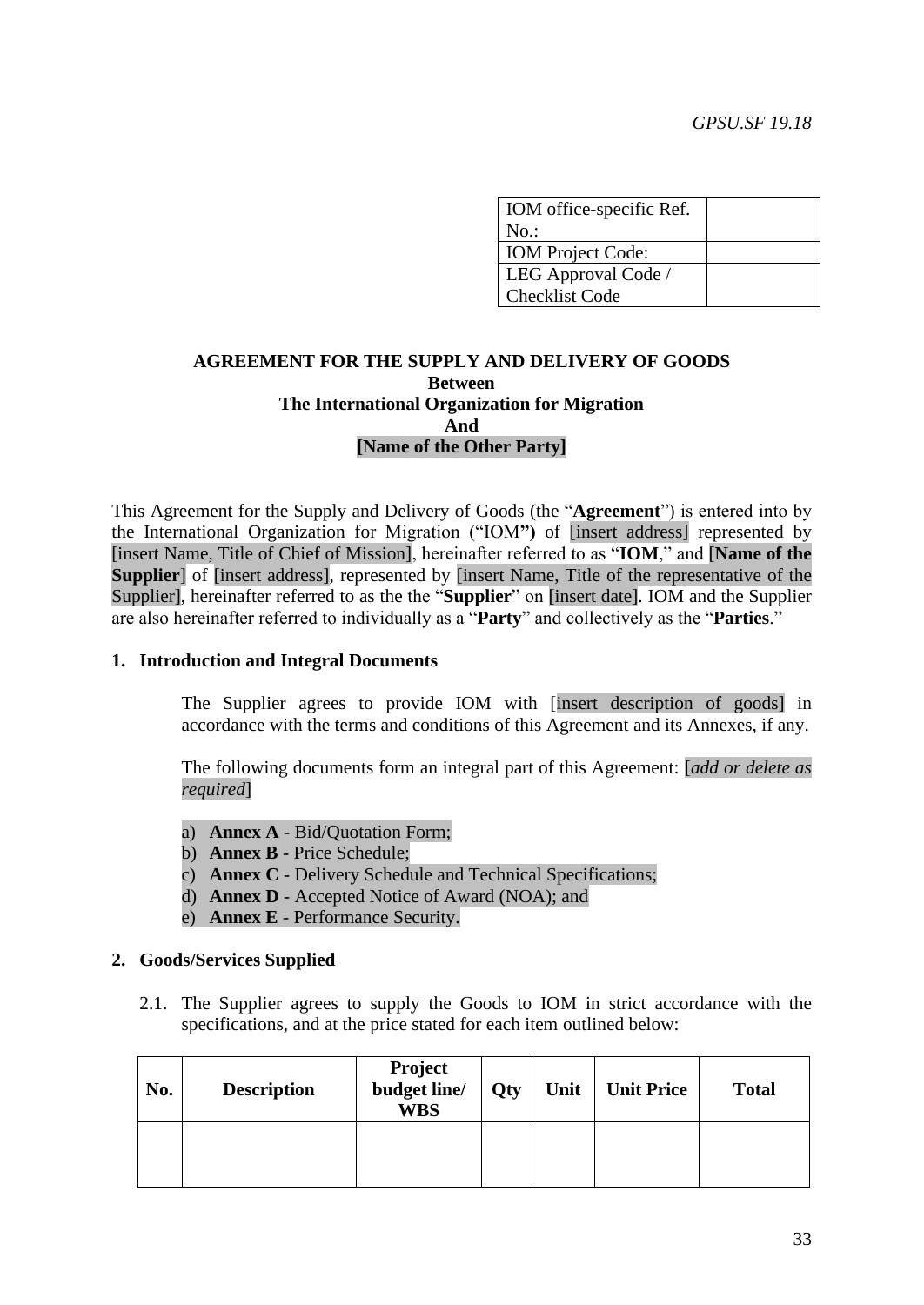*GPSU.SF 19.18*

| IOM office-specific Ref. No.: | |
|---|---|
| IOM Project Code: | |
| LEG Approval Code / Checklist Code | |

**AGREEMENT FOR THE SUPPLY AND DELIVERY OF GOODS**
**Between**
**The International Organization for Migration**
**And**
**[Name of the Other Party]**

This Agreement for the Supply and Delivery of Goods (the "**Agreement**") is entered into by the International Organization for Migration ("IOM**")** of [insert address] represented by [insert Name, Title of Chief of Mission], hereinafter referred to as "**IOM**," and [**Name of the Supplier**] of [insert address], represented by [insert Name, Title of the representative of the Supplier], hereinafter referred to as the the "**Supplier**" on [insert date]. IOM and the Supplier are also hereinafter referred to individually as a "**Party**" and collectively as the "**Parties**."

## 1. Introduction and Integral Documents

The Supplier agrees to provide IOM with [insert description of goods] in accordance with the terms and conditions of this Agreement and its Annexes, if any.

The following documents form an integral part of this Agreement: [*add or delete as required*]

a) **Annex A** - Bid/Quotation Form;
b) **Annex B** - Price Schedule;
c) **Annex C** - Delivery Schedule and Technical Specifications;
d) **Annex D** - Accepted Notice of Award (NOA); and
e) **Annex E** - Performance Security.

## 2. Goods/Services Supplied

2.1. The Supplier agrees to supply the Goods to IOM in strict accordance with the specifications, and at the price stated for each item outlined below:

| No. | Description | Project budget line/ WBS | Qty | Unit | Unit Price | Total |
|---|---|---|---|---|---|---|
| | | | | | | |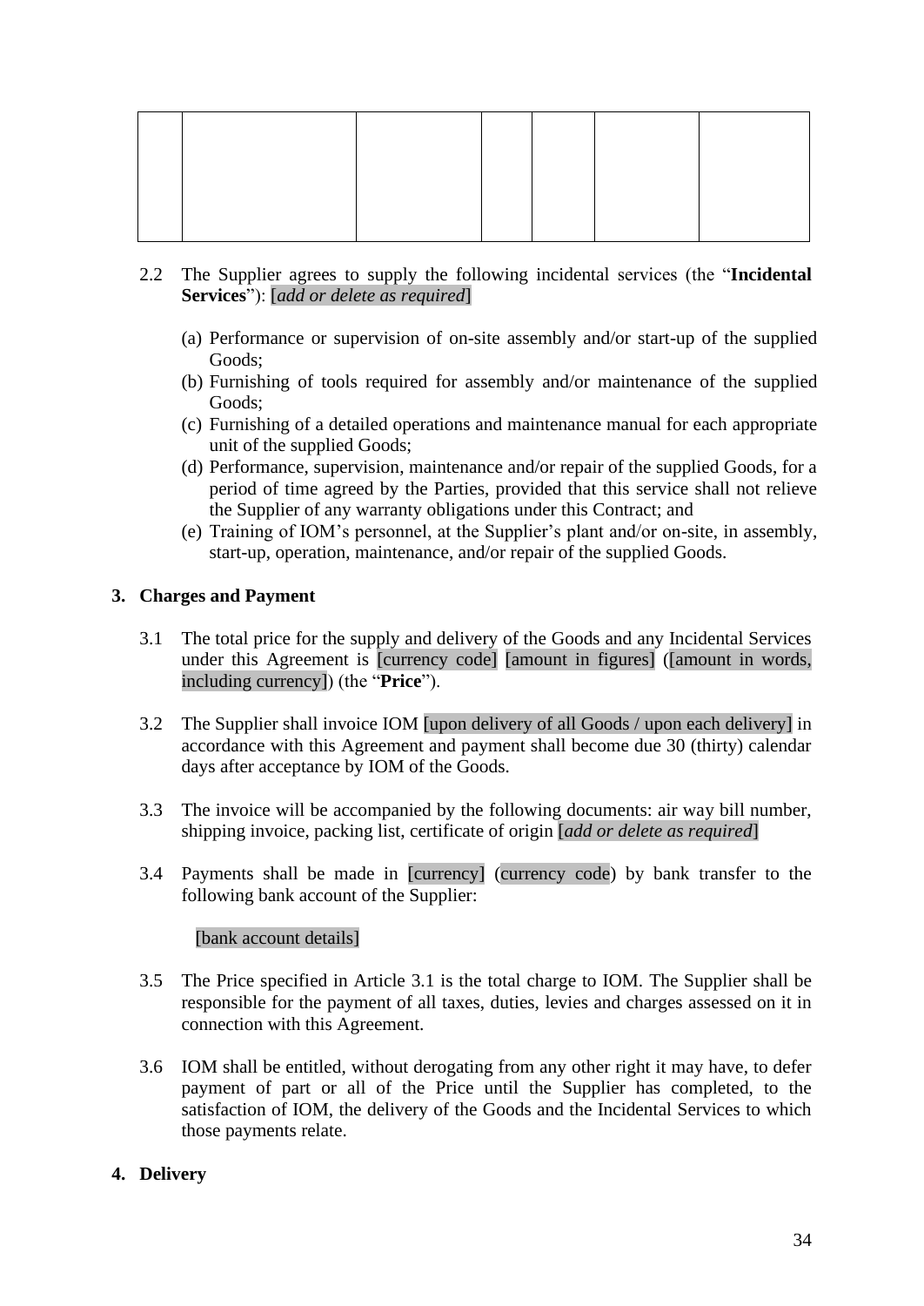|  |  |  |  |  |  |  |
|---|---|---|---|---|---|---|
|  |  |  |  |  |  |  |

2.2 The Supplier agrees to supply the following incidental services (the "**Incidental Services**"): [*add or delete as required*]

(a) Performance or supervision of on-site assembly and/or start-up of the supplied Goods;
(b) Furnishing of tools required for assembly and/or maintenance of the supplied Goods;
(c) Furnishing of a detailed operations and maintenance manual for each appropriate unit of the supplied Goods;
(d) Performance, supervision, maintenance and/or repair of the supplied Goods, for a period of time agreed by the Parties, provided that this service shall not relieve the Supplier of any warranty obligations under this Contract; and
(e) Training of IOM's personnel, at the Supplier's plant and/or on-site, in assembly, start-up, operation, maintenance, and/or repair of the supplied Goods.

**3. Charges and Payment**

3.1 The total price for the supply and delivery of the Goods and any Incidental Services under this Agreement is [currency code] [amount in figures] ([amount in words, including currency]) (the "**Price**").

3.2 The Supplier shall invoice IOM [upon delivery of all Goods / upon each delivery] in accordance with this Agreement and payment shall become due 30 (thirty) calendar days after acceptance by IOM of the Goods.

3.3 The invoice will be accompanied by the following documents: air way bill number, shipping invoice, packing list, certificate of origin [*add or delete as required*]

3.4 Payments shall be made in [currency] (currency code) by bank transfer to the following bank account of the Supplier:

[bank account details]

3.5 The Price specified in Article 3.1 is the total charge to IOM. The Supplier shall be responsible for the payment of all taxes, duties, levies and charges assessed on it in connection with this Agreement.

3.6 IOM shall be entitled, without derogating from any other right it may have, to defer payment of part or all of the Price until the Supplier has completed, to the satisfaction of IOM, the delivery of the Goods and the Incidental Services to which those payments relate.

**4. Delivery**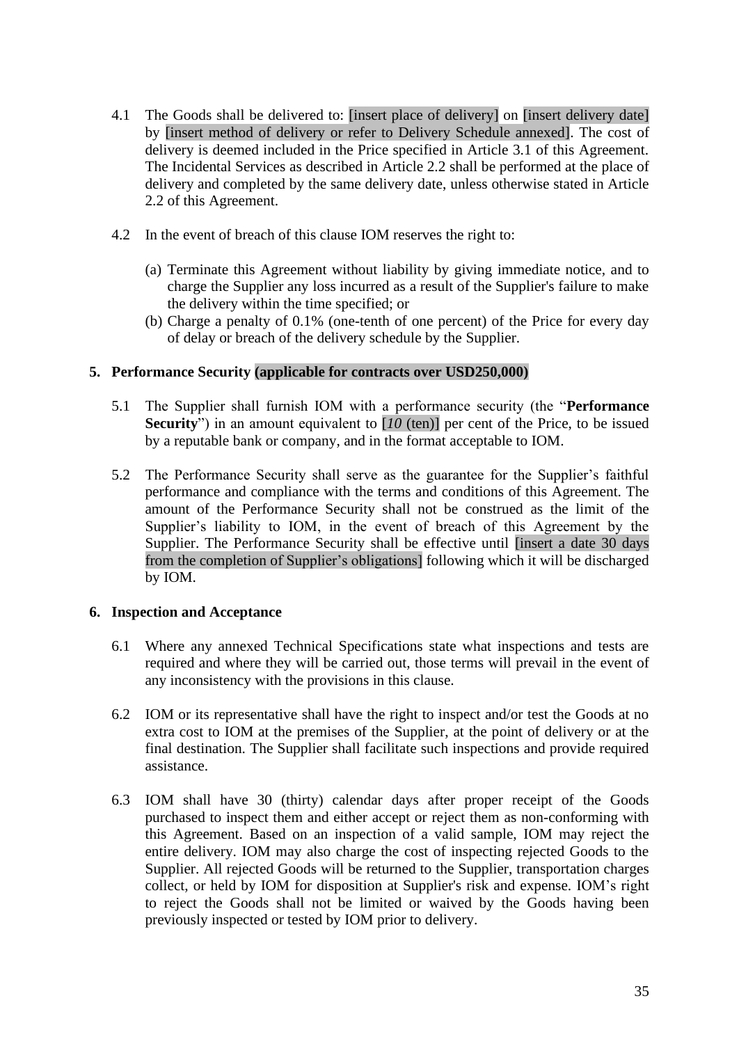4.1 The Goods shall be delivered to: [insert place of delivery] on [insert delivery date] by [insert method of delivery or refer to Delivery Schedule annexed]. The cost of delivery is deemed included in the Price specified in Article 3.1 of this Agreement. The Incidental Services as described in Article 2.2 shall be performed at the place of delivery and completed by the same delivery date, unless otherwise stated in Article 2.2 of this Agreement.

4.2 In the event of breach of this clause IOM reserves the right to:

(a) Terminate this Agreement without liability by giving immediate notice, and to charge the Supplier any loss incurred as a result of the Supplier's failure to make the delivery within the time specified; or

(b) Charge a penalty of 0.1% (one-tenth of one percent) of the Price for every day of delay or breach of the delivery schedule by the Supplier.

**5. Performance Security (applicable for contracts over USD250,000)**

5.1 The Supplier shall furnish IOM with a performance security (the "**Performance Security**") in an amount equivalent to [*10* (ten)] per cent of the Price, to be issued by a reputable bank or company, and in the format acceptable to IOM.

5.2 The Performance Security shall serve as the guarantee for the Supplier's faithful performance and compliance with the terms and conditions of this Agreement. The amount of the Performance Security shall not be construed as the limit of the Supplier's liability to IOM, in the event of breach of this Agreement by the Supplier. The Performance Security shall be effective until [insert a date 30 days from the completion of Supplier's obligations] following which it will be discharged by IOM.

**6. Inspection and Acceptance**

6.1 Where any annexed Technical Specifications state what inspections and tests are required and where they will be carried out, those terms will prevail in the event of any inconsistency with the provisions in this clause.

6.2 IOM or its representative shall have the right to inspect and/or test the Goods at no extra cost to IOM at the premises of the Supplier, at the point of delivery or at the final destination. The Supplier shall facilitate such inspections and provide required assistance.

6.3 IOM shall have 30 (thirty) calendar days after proper receipt of the Goods purchased to inspect them and either accept or reject them as non-conforming with this Agreement. Based on an inspection of a valid sample, IOM may reject the entire delivery. IOM may also charge the cost of inspecting rejected Goods to the Supplier. All rejected Goods will be returned to the Supplier, transportation charges collect, or held by IOM for disposition at Supplier's risk and expense. IOM's right to reject the Goods shall not be limited or waived by the Goods having been previously inspected or tested by IOM prior to delivery.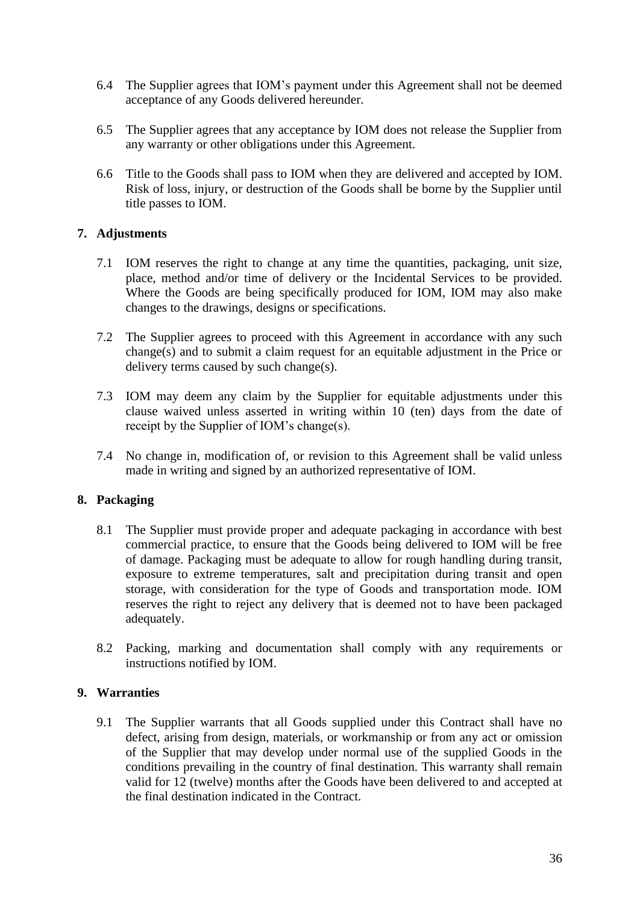6.4 The Supplier agrees that IOM's payment under this Agreement shall not be deemed acceptance of any Goods delivered hereunder.

6.5 The Supplier agrees that any acceptance by IOM does not release the Supplier from any warranty or other obligations under this Agreement.

6.6 Title to the Goods shall pass to IOM when they are delivered and accepted by IOM. Risk of loss, injury, or destruction of the Goods shall be borne by the Supplier until title passes to IOM.

## 7. Adjustments

7.1 IOM reserves the right to change at any time the quantities, packaging, unit size, place, method and/or time of delivery or the Incidental Services to be provided. Where the Goods are being specifically produced for IOM, IOM may also make changes to the drawings, designs or specifications.

7.2 The Supplier agrees to proceed with this Agreement in accordance with any such change(s) and to submit a claim request for an equitable adjustment in the Price or delivery terms caused by such change(s).

7.3 IOM may deem any claim by the Supplier for equitable adjustments under this clause waived unless asserted in writing within 10 (ten) days from the date of receipt by the Supplier of IOM's change(s).

7.4 No change in, modification of, or revision to this Agreement shall be valid unless made in writing and signed by an authorized representative of IOM.

## 8. Packaging

8.1 The Supplier must provide proper and adequate packaging in accordance with best commercial practice, to ensure that the Goods being delivered to IOM will be free of damage. Packaging must be adequate to allow for rough handling during transit, exposure to extreme temperatures, salt and precipitation during transit and open storage, with consideration for the type of Goods and transportation mode. IOM reserves the right to reject any delivery that is deemed not to have been packaged adequately.

8.2 Packing, marking and documentation shall comply with any requirements or instructions notified by IOM.

## 9. Warranties

9.1 The Supplier warrants that all Goods supplied under this Contract shall have no defect, arising from design, materials, or workmanship or from any act or omission of the Supplier that may develop under normal use of the supplied Goods in the conditions prevailing in the country of final destination. This warranty shall remain valid for 12 (twelve) months after the Goods have been delivered to and accepted at the final destination indicated in the Contract.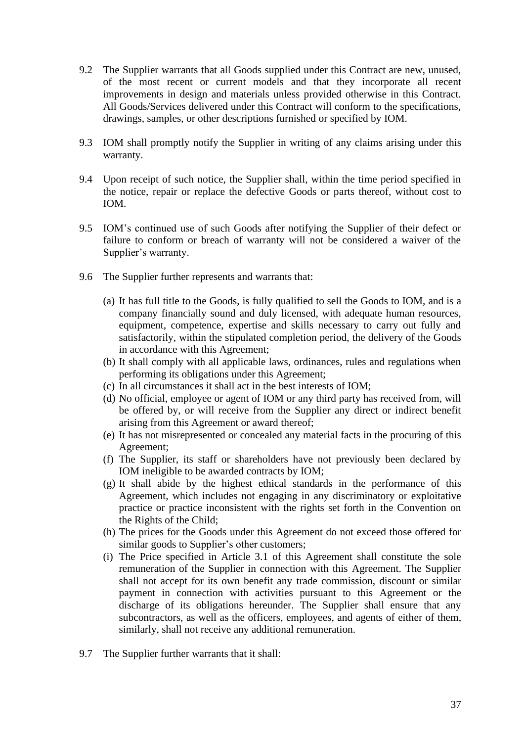9.2 The Supplier warrants that all Goods supplied under this Contract are new, unused, of the most recent or current models and that they incorporate all recent improvements in design and materials unless provided otherwise in this Contract. All Goods/Services delivered under this Contract will conform to the specifications, drawings, samples, or other descriptions furnished or specified by IOM.

9.3 IOM shall promptly notify the Supplier in writing of any claims arising under this warranty.

9.4 Upon receipt of such notice, the Supplier shall, within the time period specified in the notice, repair or replace the defective Goods or parts thereof, without cost to IOM.

9.5 IOM's continued use of such Goods after notifying the Supplier of their defect or failure to conform or breach of warranty will not be considered a waiver of the Supplier's warranty.

9.6 The Supplier further represents and warrants that:

(a) It has full title to the Goods, is fully qualified to sell the Goods to IOM, and is a company financially sound and duly licensed, with adequate human resources, equipment, competence, expertise and skills necessary to carry out fully and satisfactorily, within the stipulated completion period, the delivery of the Goods in accordance with this Agreement;

(b) It shall comply with all applicable laws, ordinances, rules and regulations when performing its obligations under this Agreement;

(c) In all circumstances it shall act in the best interests of IOM;

(d) No official, employee or agent of IOM or any third party has received from, will be offered by, or will receive from the Supplier any direct or indirect benefit arising from this Agreement or award thereof;

(e) It has not misrepresented or concealed any material facts in the procuring of this Agreement;

(f) The Supplier, its staff or shareholders have not previously been declared by IOM ineligible to be awarded contracts by IOM;

(g) It shall abide by the highest ethical standards in the performance of this Agreement, which includes not engaging in any discriminatory or exploitative practice or practice inconsistent with the rights set forth in the Convention on the Rights of the Child;

(h) The prices for the Goods under this Agreement do not exceed those offered for similar goods to Supplier's other customers;

(i) The Price specified in Article 3.1 of this Agreement shall constitute the sole remuneration of the Supplier in connection with this Agreement. The Supplier shall not accept for its own benefit any trade commission, discount or similar payment in connection with activities pursuant to this Agreement or the discharge of its obligations hereunder. The Supplier shall ensure that any subcontractors, as well as the officers, employees, and agents of either of them, similarly, shall not receive any additional remuneration.

9.7 The Supplier further warrants that it shall: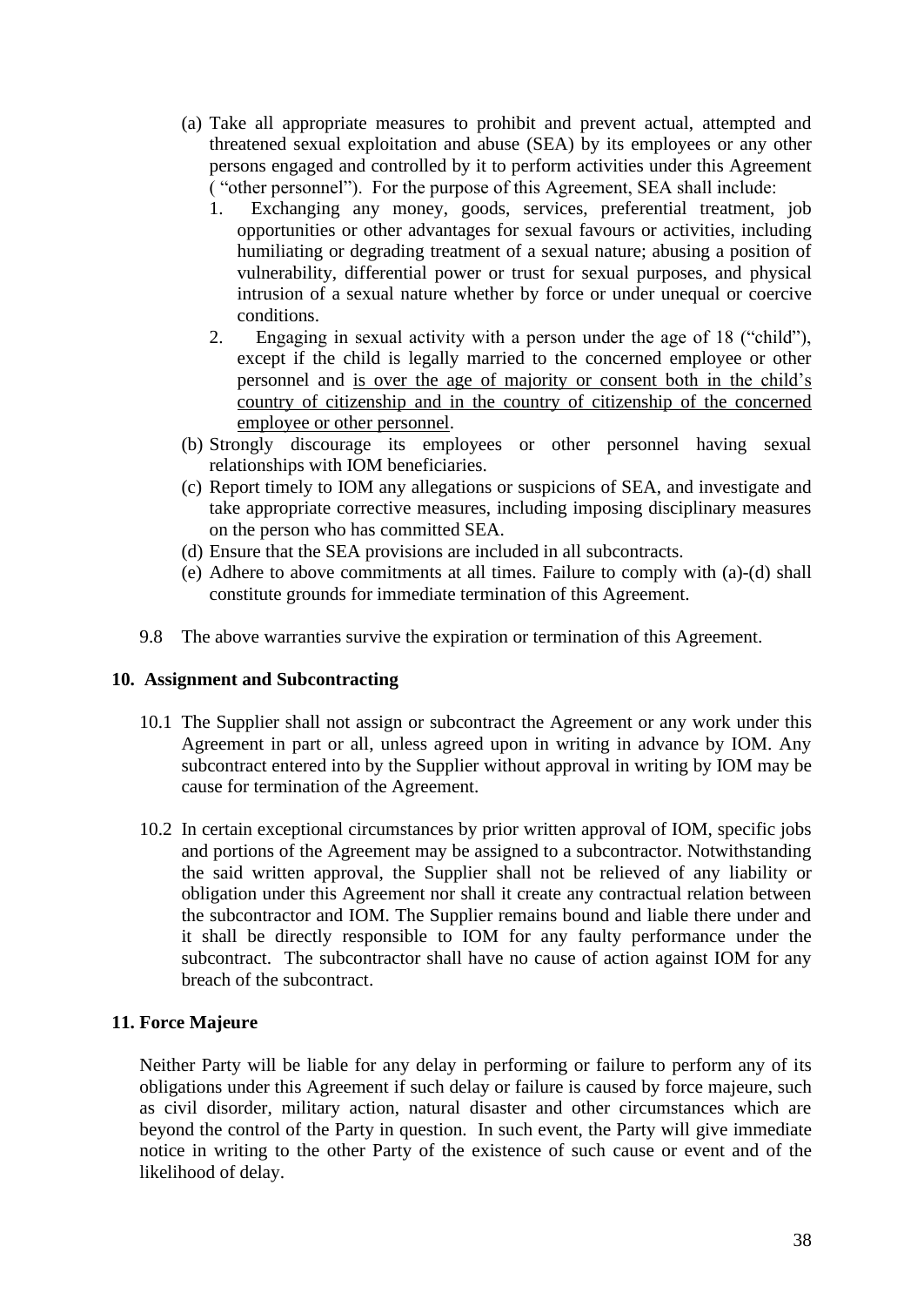(a) Take all appropriate measures to prohibit and prevent actual, attempted and threatened sexual exploitation and abuse (SEA) by its employees or any other persons engaged and controlled by it to perform activities under this Agreement ( "other personnel"). For the purpose of this Agreement, SEA shall include:
   1. Exchanging any money, goods, services, preferential treatment, job opportunities or other advantages for sexual favours or activities, including humiliating or degrading treatment of a sexual nature; abusing a position of vulnerability, differential power or trust for sexual purposes, and physical intrusion of a sexual nature whether by force or under unequal or coercive conditions.
   2. Engaging in sexual activity with a person under the age of 18 ("child"), except if the child is legally married to the concerned employee or other personnel and <u>is over the age of majority or consent both in the child's country of citizenship and in the country of citizenship of the concerned employee or other personnel</u>.

(b) Strongly discourage its employees or other personnel having sexual relationships with IOM beneficiaries.

(c) Report timely to IOM any allegations or suspicions of SEA, and investigate and take appropriate corrective measures, including imposing disciplinary measures on the person who has committed SEA.

(d) Ensure that the SEA provisions are included in all subcontracts.

(e) Adhere to above commitments at all times. Failure to comply with (a)-(d) shall constitute grounds for immediate termination of this Agreement.

9.8 The above warranties survive the expiration or termination of this Agreement.

## 10. Assignment and Subcontracting

10.1 The Supplier shall not assign or subcontract the Agreement or any work under this Agreement in part or all, unless agreed upon in writing in advance by IOM. Any subcontract entered into by the Supplier without approval in writing by IOM may be cause for termination of the Agreement.

10.2 In certain exceptional circumstances by prior written approval of IOM, specific jobs and portions of the Agreement may be assigned to a subcontractor. Notwithstanding the said written approval, the Supplier shall not be relieved of any liability or obligation under this Agreement nor shall it create any contractual relation between the subcontractor and IOM. The Supplier remains bound and liable there under and it shall be directly responsible to IOM for any faulty performance under the subcontract. The subcontractor shall have no cause of action against IOM for any breach of the subcontract.

## 11. Force Majeure

Neither Party will be liable for any delay in performing or failure to perform any of its obligations under this Agreement if such delay or failure is caused by force majeure, such as civil disorder, military action, natural disaster and other circumstances which are beyond the control of the Party in question. In such event, the Party will give immediate notice in writing to the other Party of the existence of such cause or event and of the likelihood of delay.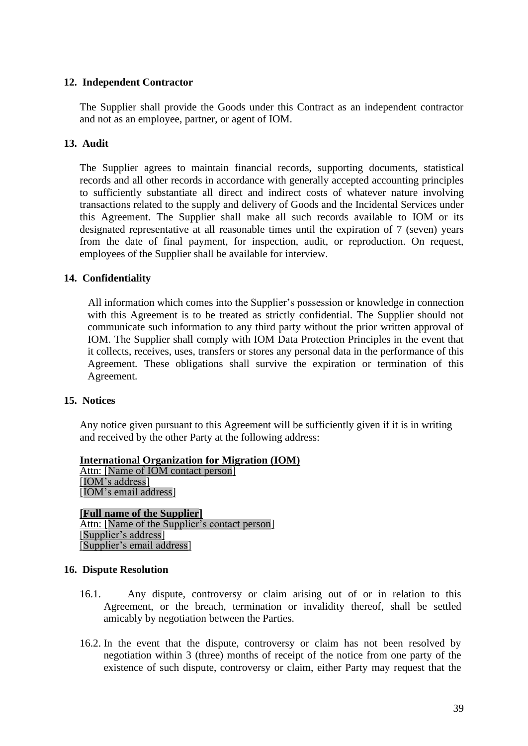## 12. Independent Contractor

The Supplier shall provide the Goods under this Contract as an independent contractor and not as an employee, partner, or agent of IOM.

## 13. Audit

The Supplier agrees to maintain financial records, supporting documents, statistical records and all other records in accordance with generally accepted accounting principles to sufficiently substantiate all direct and indirect costs of whatever nature involving transactions related to the supply and delivery of Goods and the Incidental Services under this Agreement. The Supplier shall make all such records available to IOM or its designated representative at all reasonable times until the expiration of 7 (seven) years from the date of final payment, for inspection, audit, or reproduction. On request, employees of the Supplier shall be available for interview.

## 14. Confidentiality

All information which comes into the Supplier's possession or knowledge in connection with this Agreement is to be treated as strictly confidential. The Supplier should not communicate such information to any third party without the prior written approval of IOM. The Supplier shall comply with IOM Data Protection Principles in the event that it collects, receives, uses, transfers or stores any personal data in the performance of this Agreement. These obligations shall survive the expiration or termination of this Agreement.

## 15. Notices

Any notice given pursuant to this Agreement will be sufficiently given if it is in writing and received by the other Party at the following address:

**International Organization for Migration (IOM)**
Attn: [Name of IOM contact person]
[IOM's address]
[IOM's email address]

**[Full name of the Supplier]**
Attn: [Name of the Supplier's contact person]
[Supplier's address]
[Supplier's email address]

## 16. Dispute Resolution

16.1. Any dispute, controversy or claim arising out of or in relation to this Agreement, or the breach, termination or invalidity thereof, shall be settled amicably by negotiation between the Parties.

16.2. In the event that the dispute, controversy or claim has not been resolved by negotiation within 3 (three) months of receipt of the notice from one party of the existence of such dispute, controversy or claim, either Party may request that the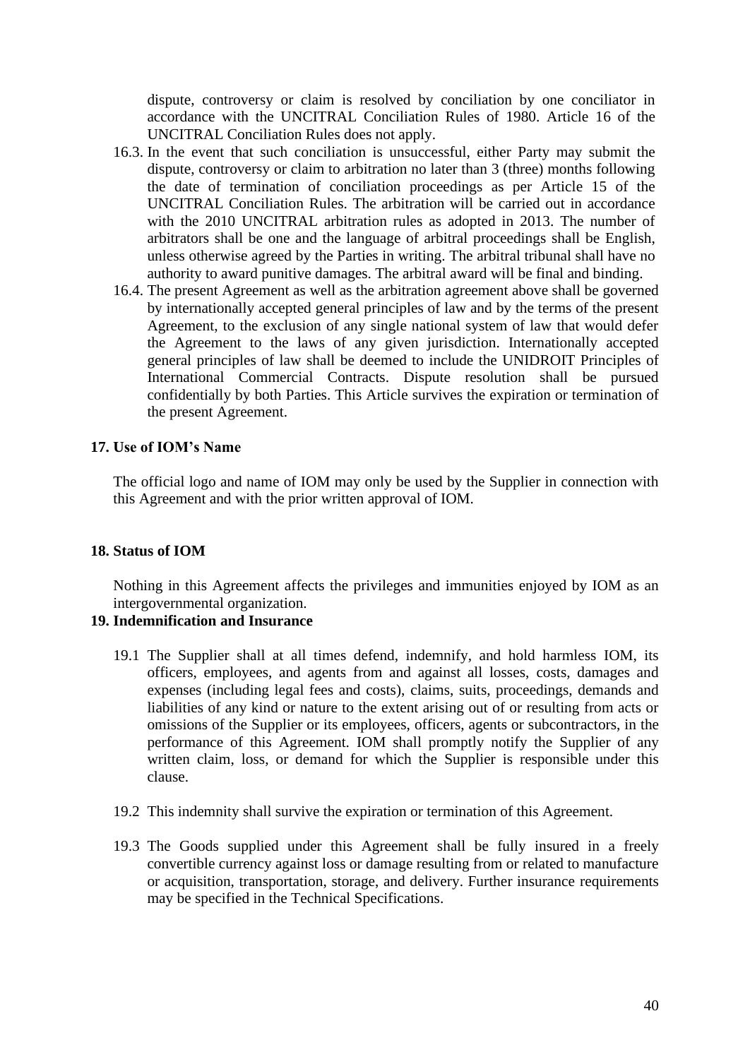dispute, controversy or claim is resolved by conciliation by one conciliator in accordance with the UNCITRAL Conciliation Rules of 1980. Article 16 of the UNCITRAL Conciliation Rules does not apply.

16.3. In the event that such conciliation is unsuccessful, either Party may submit the dispute, controversy or claim to arbitration no later than 3 (three) months following the date of termination of conciliation proceedings as per Article 15 of the UNCITRAL Conciliation Rules. The arbitration will be carried out in accordance with the 2010 UNCITRAL arbitration rules as adopted in 2013. The number of arbitrators shall be one and the language of arbitral proceedings shall be English, unless otherwise agreed by the Parties in writing. The arbitral tribunal shall have no authority to award punitive damages. The arbitral award will be final and binding.

16.4. The present Agreement as well as the arbitration agreement above shall be governed by internationally accepted general principles of law and by the terms of the present Agreement, to the exclusion of any single national system of law that would defer the Agreement to the laws of any given jurisdiction. Internationally accepted general principles of law shall be deemed to include the UNIDROIT Principles of International Commercial Contracts. Dispute resolution shall be pursued confidentially by both Parties. This Article survives the expiration or termination of the present Agreement.

## 17. Use of IOM's Name

The official logo and name of IOM may only be used by the Supplier in connection with this Agreement and with the prior written approval of IOM.

## 18. Status of IOM

Nothing in this Agreement affects the privileges and immunities enjoyed by IOM as an intergovernmental organization.

## 19. Indemnification and Insurance

19.1 The Supplier shall at all times defend, indemnify, and hold harmless IOM, its officers, employees, and agents from and against all losses, costs, damages and expenses (including legal fees and costs), claims, suits, proceedings, demands and liabilities of any kind or nature to the extent arising out of or resulting from acts or omissions of the Supplier or its employees, officers, agents or subcontractors, in the performance of this Agreement. IOM shall promptly notify the Supplier of any written claim, loss, or demand for which the Supplier is responsible under this clause.

19.2 This indemnity shall survive the expiration or termination of this Agreement.

19.3 The Goods supplied under this Agreement shall be fully insured in a freely convertible currency against loss or damage resulting from or related to manufacture or acquisition, transportation, storage, and delivery. Further insurance requirements may be specified in the Technical Specifications.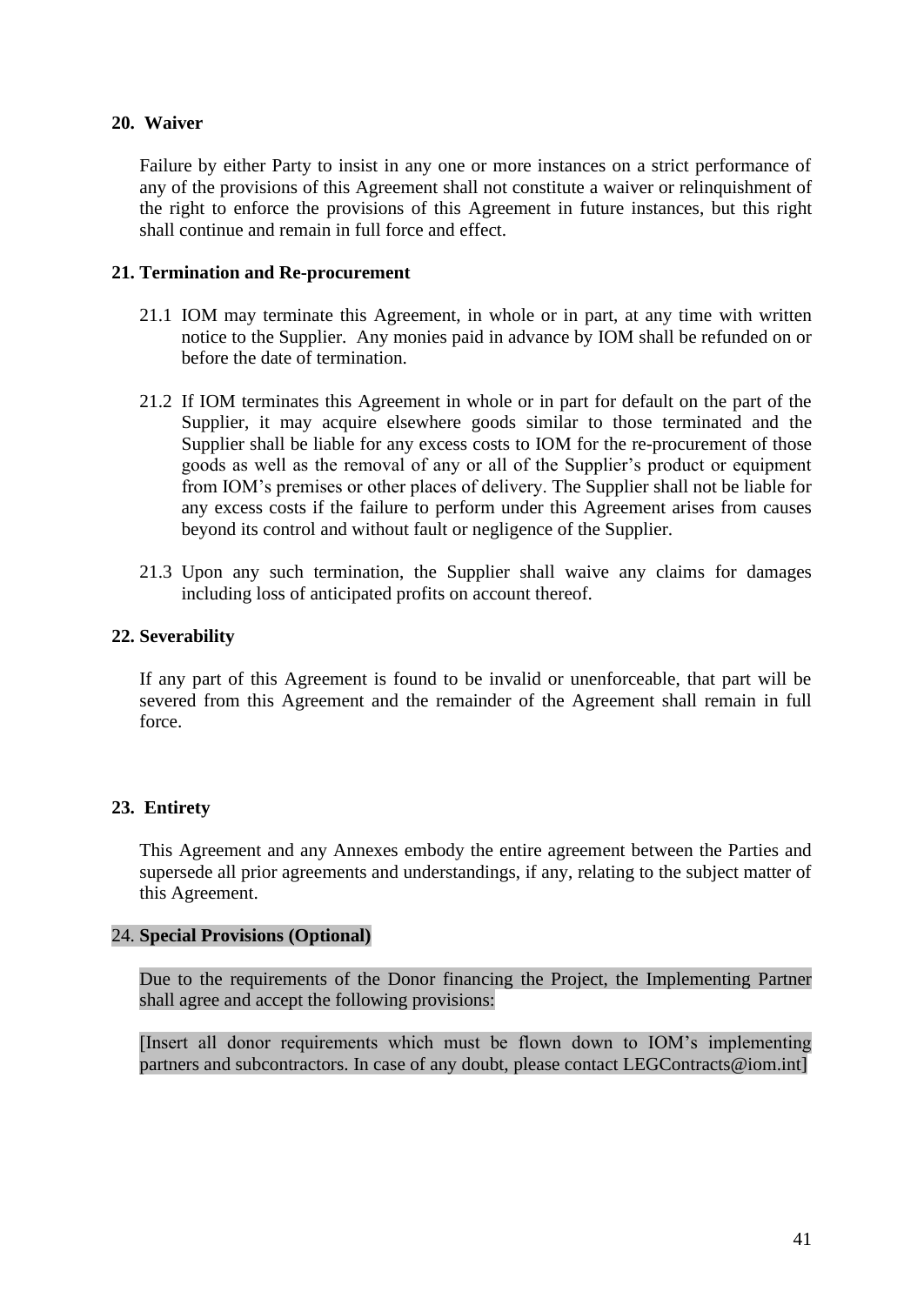**20. Waiver**

Failure by either Party to insist in any one or more instances on a strict performance of any of the provisions of this Agreement shall not constitute a waiver or relinquishment of the right to enforce the provisions of this Agreement in future instances, but this right shall continue and remain in full force and effect.

**21. Termination and Re-procurement**

21.1 IOM may terminate this Agreement, in whole or in part, at any time with written notice to the Supplier. Any monies paid in advance by IOM shall be refunded on or before the date of termination.

21.2 If IOM terminates this Agreement in whole or in part for default on the part of the Supplier, it may acquire elsewhere goods similar to those terminated and the Supplier shall be liable for any excess costs to IOM for the re-procurement of those goods as well as the removal of any or all of the Supplier's product or equipment from IOM's premises or other places of delivery. The Supplier shall not be liable for any excess costs if the failure to perform under this Agreement arises from causes beyond its control and without fault or negligence of the Supplier.

21.3 Upon any such termination, the Supplier shall waive any claims for damages including loss of anticipated profits on account thereof.

**22. Severability**

If any part of this Agreement is found to be invalid or unenforceable, that part will be severed from this Agreement and the remainder of the Agreement shall remain in full force.

**23. Entirety**

This Agreement and any Annexes embody the entire agreement between the Parties and supersede all prior agreements and understandings, if any, relating to the subject matter of this Agreement.

24. **Special Provisions (Optional)**

Due to the requirements of the Donor financing the Project, the Implementing Partner shall agree and accept the following provisions:

[Insert all donor requirements which must be flown down to IOM's implementing partners and subcontractors. In case of any doubt, please contact LEGContracts@iom.int]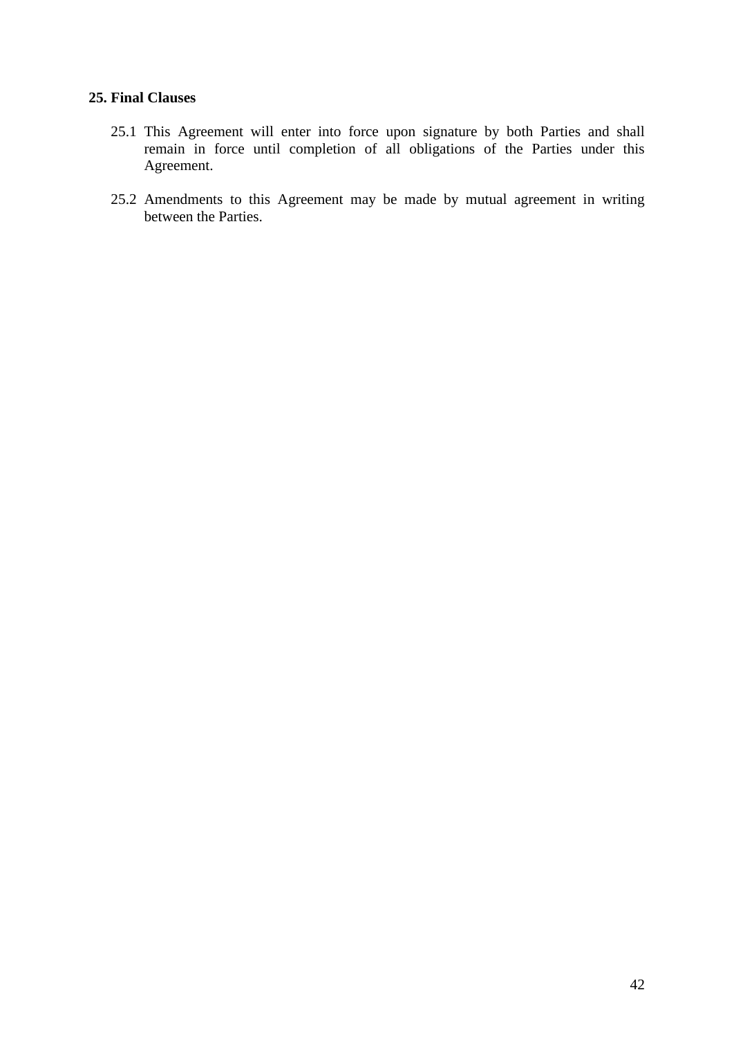## 25. Final Clauses

25.1 This Agreement will enter into force upon signature by both Parties and shall remain in force until completion of all obligations of the Parties under this Agreement.

25.2 Amendments to this Agreement may be made by mutual agreement in writing between the Parties.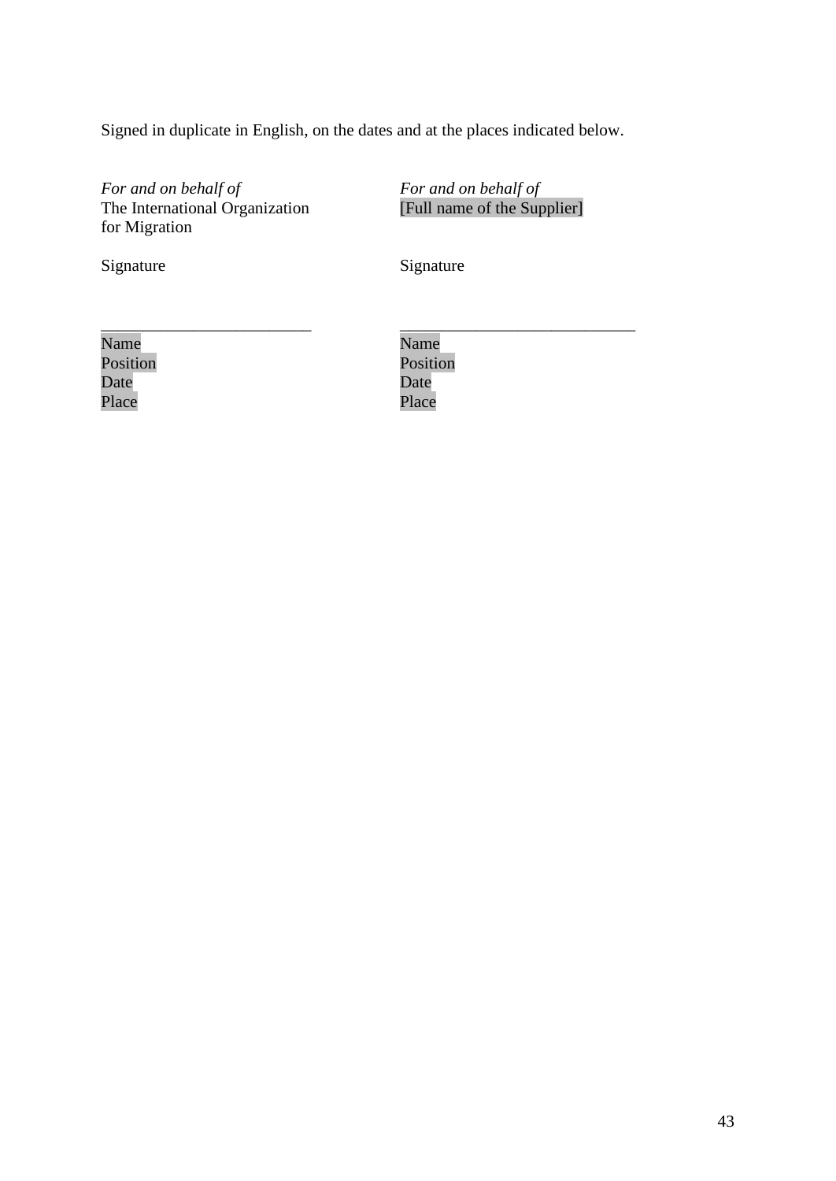Signed in duplicate in English, on the dates and at the places indicated below.

| *For and on behalf of*<br>The International Organization for Migration | *For and on behalf of*<br>[Full name of the Supplier] |
|---|---|
| Signature | Signature |
| \_\_\_\_\_\_\_\_\_\_\_\_\_\_\_\_\_\_\_\_\_\_\_\_\_\_ | \_\_\_\_\_\_\_\_\_\_\_\_\_\_\_\_\_\_\_\_\_\_\_\_\_\_\_\_\_ |
| Name<br>Position<br>Date<br>Place | Name<br>Position<br>Date<br>Place |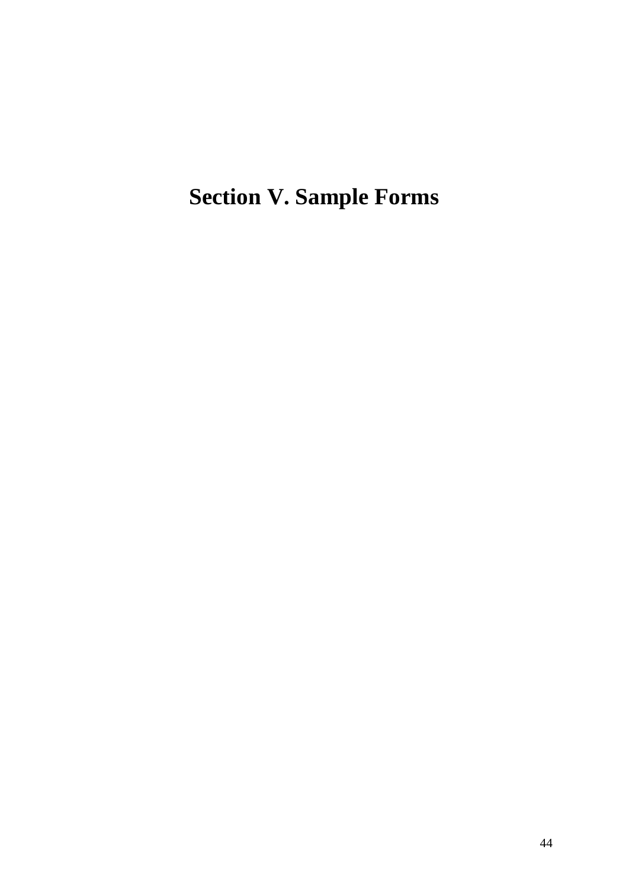# Section V. Sample Forms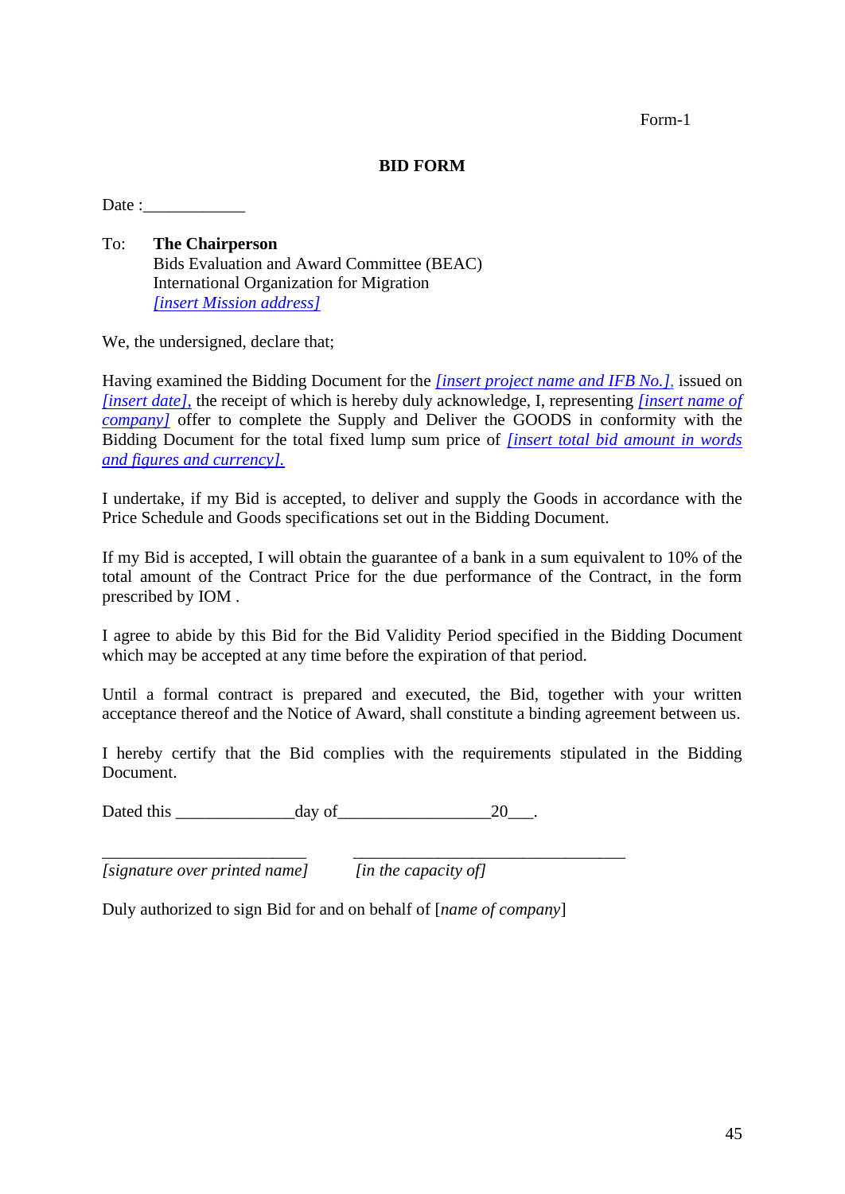Form-1

# BID FORM

Date :____________

To: **The Chairperson**
Bids Evaluation and Award Committee (BEAC)
International Organization for Migration
*[insert Mission address]*

We, the undersigned, declare that;

Having examined the Bidding Document for the *[insert project name and IFB No.],* issued on *[insert date],* the receipt of which is hereby duly acknowledge, I, representing *[insert name of company]* offer to complete the Supply and Deliver the GOODS in conformity with the Bidding Document for the total fixed lump sum price of *[insert total bid amount in words and figures and currency].*

I undertake, if my Bid is accepted, to deliver and supply the Goods in accordance with the Price Schedule and Goods specifications set out in the Bidding Document.

If my Bid is accepted, I will obtain the guarantee of a bank in a sum equivalent to 10% of the total amount of the Contract Price for the due performance of the Contract, in the form prescribed by IOM .

I agree to abide by this Bid for the Bid Validity Period specified in the Bidding Document which may be accepted at any time before the expiration of that period.

Until a formal contract is prepared and executed, the Bid, together with your written acceptance thereof and the Notice of Award, shall constitute a binding agreement between us.

I hereby certify that the Bid complies with the requirements stipulated in the Bidding Document.

Dated this ______________day of__________________20___.

_________________________ ________________________________
*[signature over printed name]* *[in the capacity of]*

Duly authorized to sign Bid for and on behalf of [*name of company*]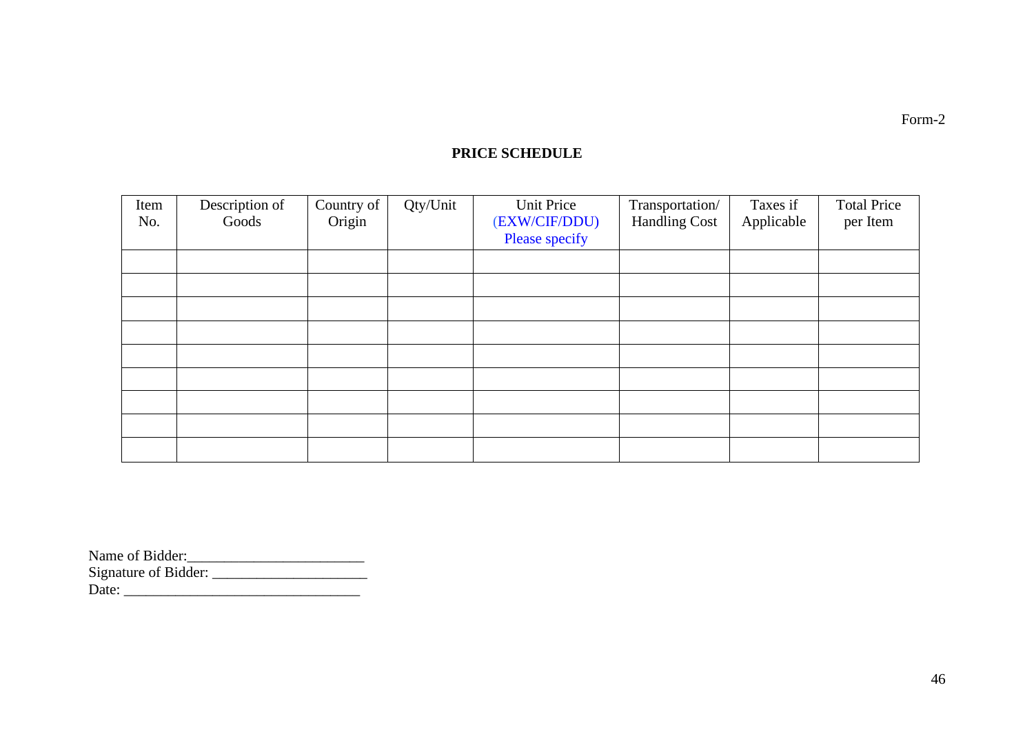Form-2

## PRICE SCHEDULE

| Item No. | Description of Goods | Country of Origin | Qty/Unit | Unit Price (EXW/CIF/DDU) Please specify | Transportation/ Handling Cost | Taxes if Applicable | Total Price per Item |
|---|---|---|---|---|---|---|---|
| | | | | | | | |
| | | | | | | | |
| | | | | | | | |
| | | | | | | | |
| | | | | | | | |
| | | | | | | | |
| | | | | | | | |
| | | | | | | | |
| | | | | | | | |

Name of Bidder:________________________
Signature of Bidder: _____________________
Date: ________________________________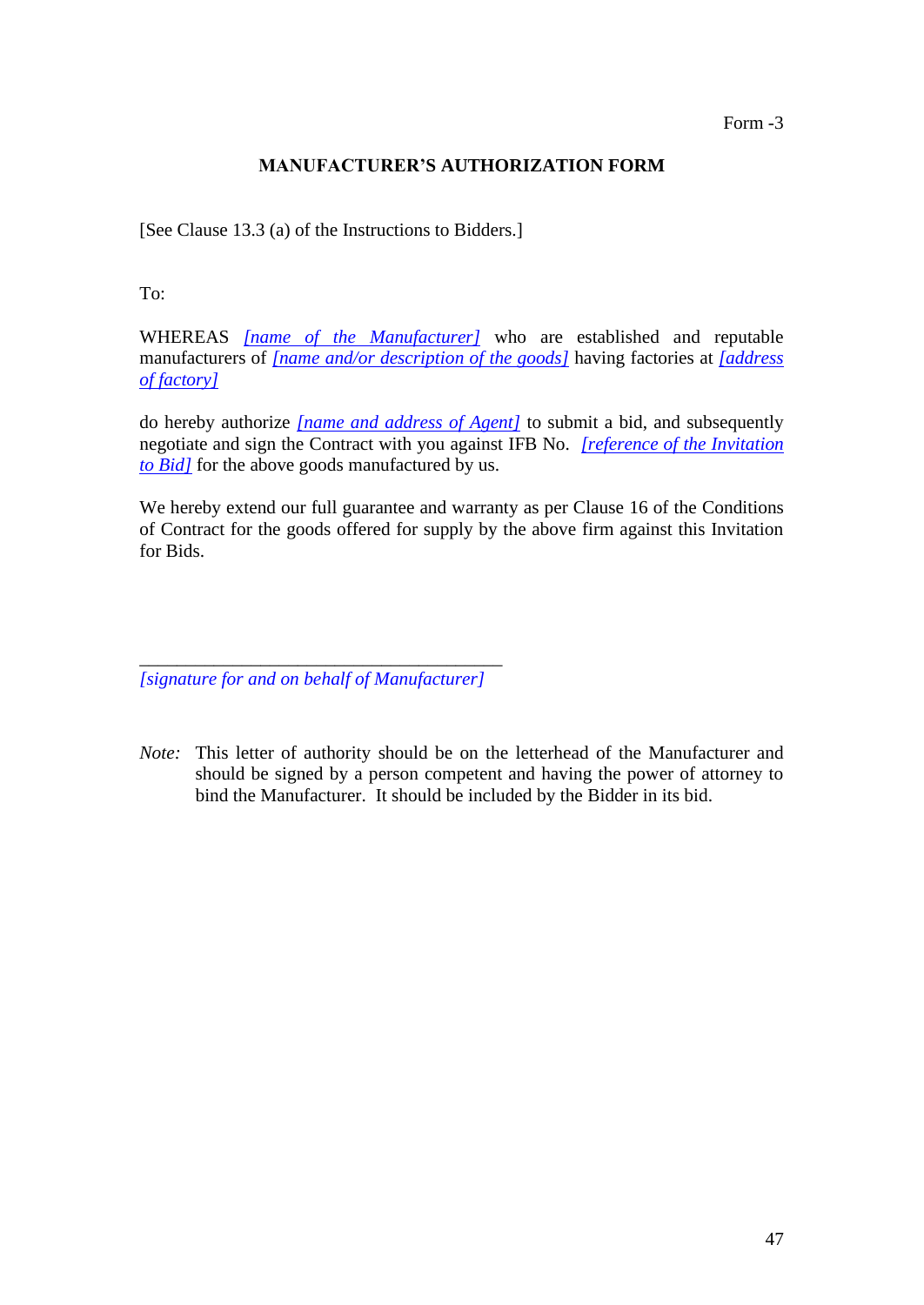Form -3

## MANUFACTURER'S AUTHORIZATION FORM

[See Clause 13.3 (a) of the Instructions to Bidders.]

To:

WHEREAS *[name of the Manufacturer]* who are established and reputable manufacturers of *[name and/or description of the goods]* having factories at *[address of factory]*

do hereby authorize *[name and address of Agent]* to submit a bid, and subsequently negotiate and sign the Contract with you against IFB No. *[reference of the Invitation to Bid]* for the above goods manufactured by us.

We hereby extend our full guarantee and warranty as per Clause 16 of the Conditions of Contract for the goods offered for supply by the above firm against this Invitation for Bids.

\_\_\_\_\_\_\_\_\_\_\_\_\_\_\_\_\_\_\_\_\_\_\_\_\_\_\_\_\_\_\_\_\_\_\_\_\_\_\_\_

*[signature for and on behalf of Manufacturer]*

*Note:* This letter of authority should be on the letterhead of the Manufacturer and should be signed by a person competent and having the power of attorney to bind the Manufacturer. It should be included by the Bidder in its bid.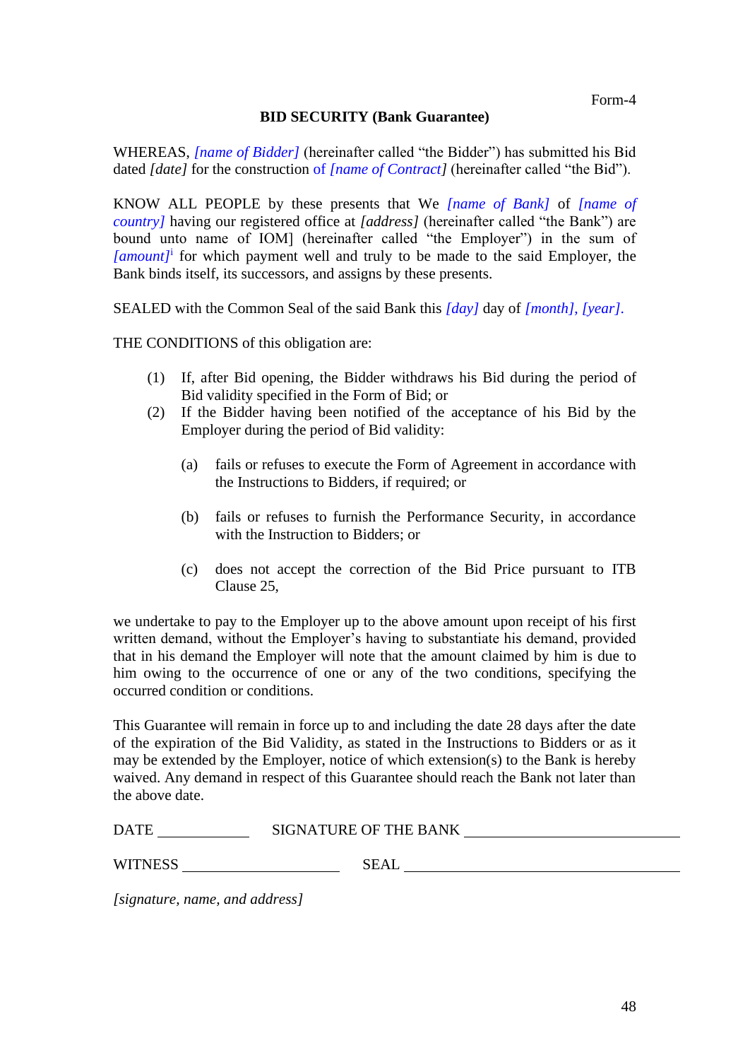Form-4

## BID SECURITY (Bank Guarantee)

WHEREAS, *[name of Bidder]* (hereinafter called “the Bidder”) has submitted his Bid dated *[date]* for the construction of *[name of Contract]* (hereinafter called “the Bid”).

KNOW ALL PEOPLE by these presents that We *[name of Bank]* of *[name of country]* having our registered office at *[address]* (hereinafter called “the Bank”) are bound unto name of IOM] (hereinafter called “the Employer”) in the sum of *[amount]*[i] for which payment well and truly to be made to the said Employer, the Bank binds itself, its successors, and assigns by these presents.

SEALED with the Common Seal of the said Bank this *[day]* day of *[month]*, *[year]*.

THE CONDITIONS of this obligation are:

(1) If, after Bid opening, the Bidder withdraws his Bid during the period of Bid validity specified in the Form of Bid; or

(2) If the Bidder having been notified of the acceptance of his Bid by the Employer during the period of Bid validity:

   (a) fails or refuses to execute the Form of Agreement in accordance with the Instructions to Bidders, if required; or

   (b) fails or refuses to furnish the Performance Security, in accordance with the Instruction to Bidders; or

   (c) does not accept the correction of the Bid Price pursuant to ITB Clause 25,

we undertake to pay to the Employer up to the above amount upon receipt of his first written demand, without the Employer’s having to substantiate his demand, provided that in his demand the Employer will note that the amount claimed by him is due to him owing to the occurrence of one or any of the two conditions, specifying the occurred condition or conditions.

This Guarantee will remain in force up to and including the date 28 days after the date of the expiration of the Bid Validity, as stated in the Instructions to Bidders or as it may be extended by the Employer, notice of which extension(s) to the Bank is hereby waived. Any demand in respect of this Guarantee should reach the Bank not later than the above date.

DATE ____________ SIGNATURE OF THE BANK ______________________________

WITNESS ____________________ SEAL ______________________________

*[signature, name, and address]*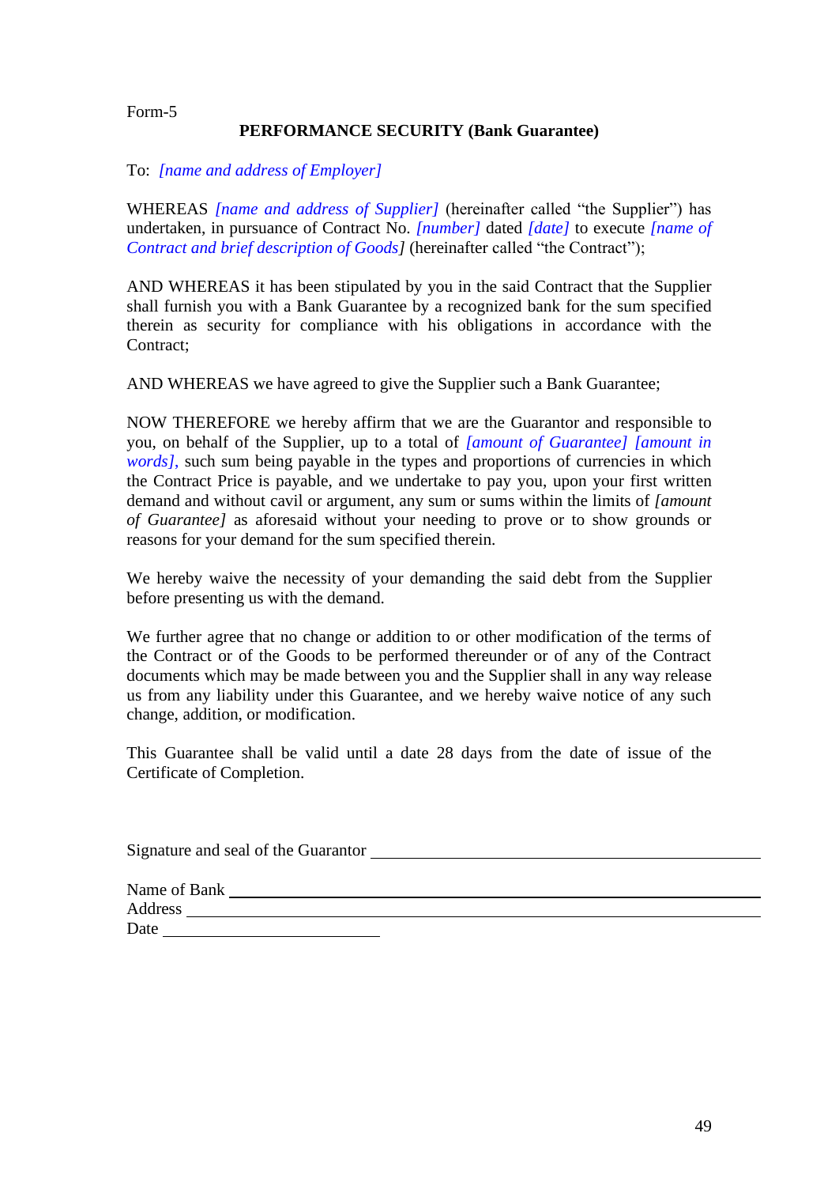Form-5

## PERFORMANCE SECURITY (Bank Guarantee)

To: *[name and address of Employer]*

WHEREAS *[name and address of Supplier]* (hereinafter called "the Supplier") has undertaken, in pursuance of Contract No. *[number]* dated *[date]* to execute *[name of Contract and brief description of Goods]* (hereinafter called "the Contract");

AND WHEREAS it has been stipulated by you in the said Contract that the Supplier shall furnish you with a Bank Guarantee by a recognized bank for the sum specified therein as security for compliance with his obligations in accordance with the Contract;

AND WHEREAS we have agreed to give the Supplier such a Bank Guarantee;

NOW THEREFORE we hereby affirm that we are the Guarantor and responsible to you, on behalf of the Supplier, up to a total of *[amount of Guarantee] [amount in words]*, such sum being payable in the types and proportions of currencies in which the Contract Price is payable, and we undertake to pay you, upon your first written demand and without cavil or argument, any sum or sums within the limits of *[amount of Guarantee]* as aforesaid without your needing to prove or to show grounds or reasons for your demand for the sum specified therein.

We hereby waive the necessity of your demanding the said debt from the Supplier before presenting us with the demand.

We further agree that no change or addition to or other modification of the terms of the Contract or of the Goods to be performed thereunder or of any of the Contract documents which may be made between you and the Supplier shall in any way release us from any liability under this Guarantee, and we hereby waive notice of any such change, addition, or modification.

This Guarantee shall be valid until a date 28 days from the date of issue of the Certificate of Completion.

Signature and seal of the Guarantor ______________________________

Name of Bank ______________________________
Address ______________________________
Date ____________________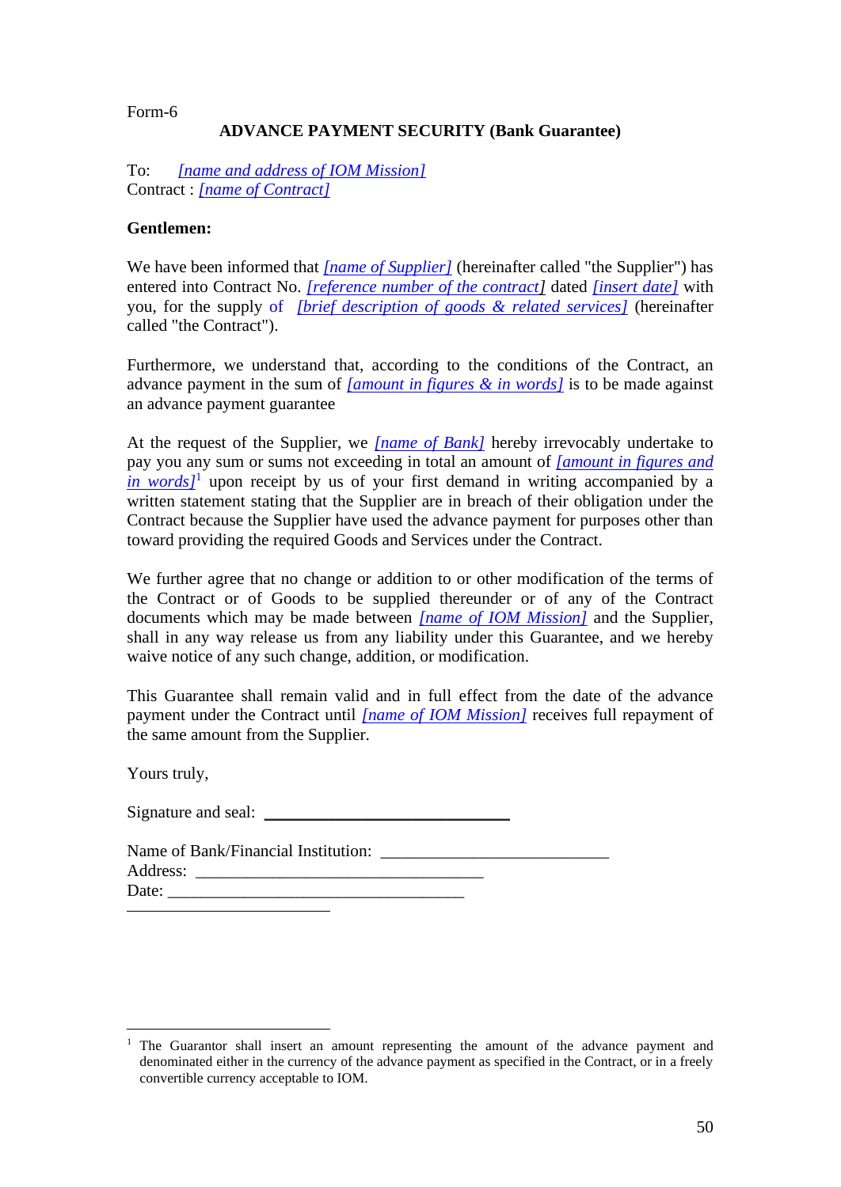Form-6

## ADVANCE PAYMENT SECURITY (Bank Guarantee)

To: *[name and address of IOM Mission]*
Contract : *[name of Contract]*

**Gentlemen:**

We have been informed that *[name of Supplier]* (hereinafter called "the Supplier") has entered into Contract No. *[reference number of the contract]* dated *[insert date]* with you, for the supply of *[brief description of goods & related services]* (hereinafter called "the Contract").

Furthermore, we understand that, according to the conditions of the Contract, an advance payment in the sum of *[amount in figures & in words]* is to be made against an advance payment guarantee

At the request of the Supplier, we *[name of Bank]* hereby irrevocably undertake to pay you any sum or sums not exceeding in total an amount of *[amount in figures and in words]*[1] upon receipt by us of your first demand in writing accompanied by a written statement stating that the Supplier are in breach of their obligation under the Contract because the Supplier have used the advance payment for purposes other than toward providing the required Goods and Services under the Contract.

We further agree that no change or addition to or other modification of the terms of the Contract or of Goods to be supplied thereunder or of any of the Contract documents which may be made between *[name of IOM Mission]* and the Supplier, shall in any way release us from any liability under this Guarantee, and we hereby waive notice of any such change, addition, or modification.

This Guarantee shall remain valid and in full effect from the date of the advance payment under the Contract until *[name of IOM Mission]* receives full repayment of the same amount from the Supplier.

Yours truly,

Signature and seal: ____________________________

Name of Bank/Financial Institution: ___________________________
Address: ___________________________________
Date: ___________________________________

---

[1] The Guarantor shall insert an amount representing the amount of the advance payment and denominated either in the currency of the advance payment as specified in the Contract, or in a freely convertible currency acceptable to IOM.